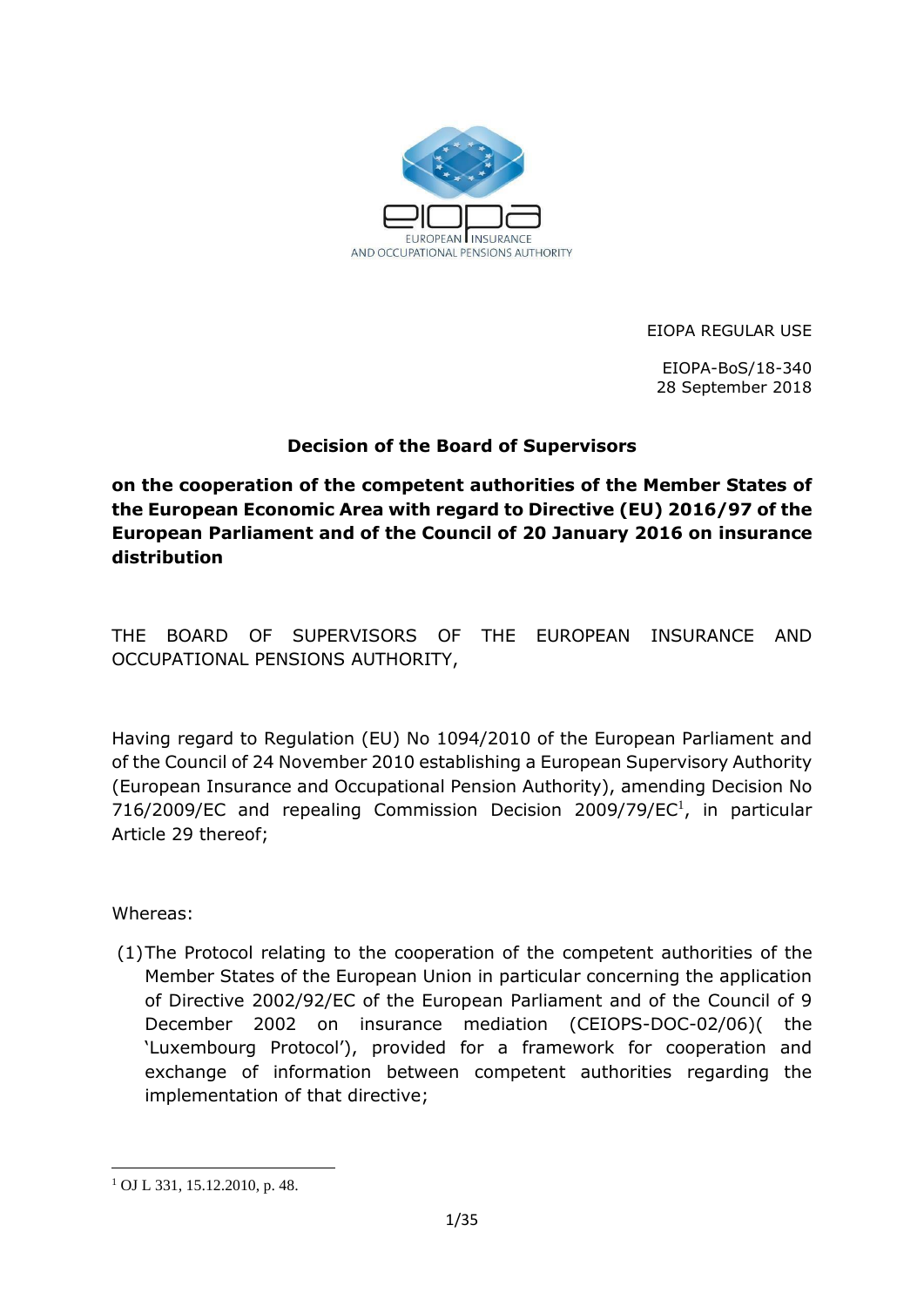EIOPA REGULAR USE

EIOPA-BoS/18-340
28 September 2018

**Decision of the Board of Supervisors**

**on the cooperation of the competent authorities of the Member States of the European Economic Area with regard to Directive (EU) 2016/97 of the European Parliament and of the Council of 20 January 2016 on insurance distribution**

THE BOARD OF SUPERVISORS OF THE EUROPEAN INSURANCE AND OCCUPATIONAL PENSIONS AUTHORITY,

Having regard to Regulation (EU) No 1094/2010 of the European Parliament and of the Council of 24 November 2010 establishing a European Supervisory Authority (European Insurance and Occupational Pension Authority), amending Decision No 716/2009/EC and repealing Commission Decision 2009/79/EC[1], in particular Article 29 thereof;

Whereas:

(1) The Protocol relating to the cooperation of the competent authorities of the Member States of the European Union in particular concerning the application of Directive 2002/92/EC of the European Parliament and of the Council of 9 December 2002 on insurance mediation (CEIOPS-DOC-02/06)( the 'Luxembourg Protocol'), provided for a framework for cooperation and exchange of information between competent authorities regarding the implementation of that directive;

[1] OJ L 331, 15.12.2010, p. 48.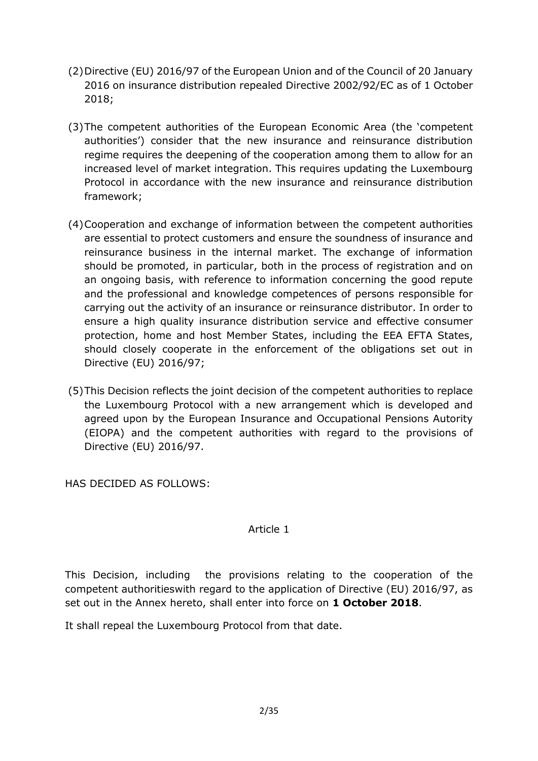(2) Directive (EU) 2016/97 of the European Union and of the Council of 20 January 2016 on insurance distribution repealed Directive 2002/92/EC as of 1 October 2018;

(3) The competent authorities of the European Economic Area (the 'competent authorities') consider that the new insurance and reinsurance distribution regime requires the deepening of the cooperation among them to allow for an increased level of market integration. This requires updating the Luxembourg Protocol in accordance with the new insurance and reinsurance distribution framework;

(4) Cooperation and exchange of information between the competent authorities are essential to protect customers and ensure the soundness of insurance and reinsurance business in the internal market. The exchange of information should be promoted, in particular, both in the process of registration and on an ongoing basis, with reference to information concerning the good repute and the professional and knowledge competences of persons responsible for carrying out the activity of an insurance or reinsurance distributor. In order to ensure a high quality insurance distribution service and effective consumer protection, home and host Member States, including the EEA EFTA States, should closely cooperate in the enforcement of the obligations set out in Directive (EU) 2016/97;

(5) This Decision reflects the joint decision of the competent authorities to replace the Luxembourg Protocol with a new arrangement which is developed and agreed upon by the European Insurance and Occupational Pensions Autority (EIOPA) and the competent authorities with regard to the provisions of Directive (EU) 2016/97.

HAS DECIDED AS FOLLOWS:

## Article 1

This Decision, including the provisions relating to the cooperation of the competent authoritieswith regard to the application of Directive (EU) 2016/97, as set out in the Annex hereto, shall enter into force on **1 October 2018**.

It shall repeal the Luxembourg Protocol from that date.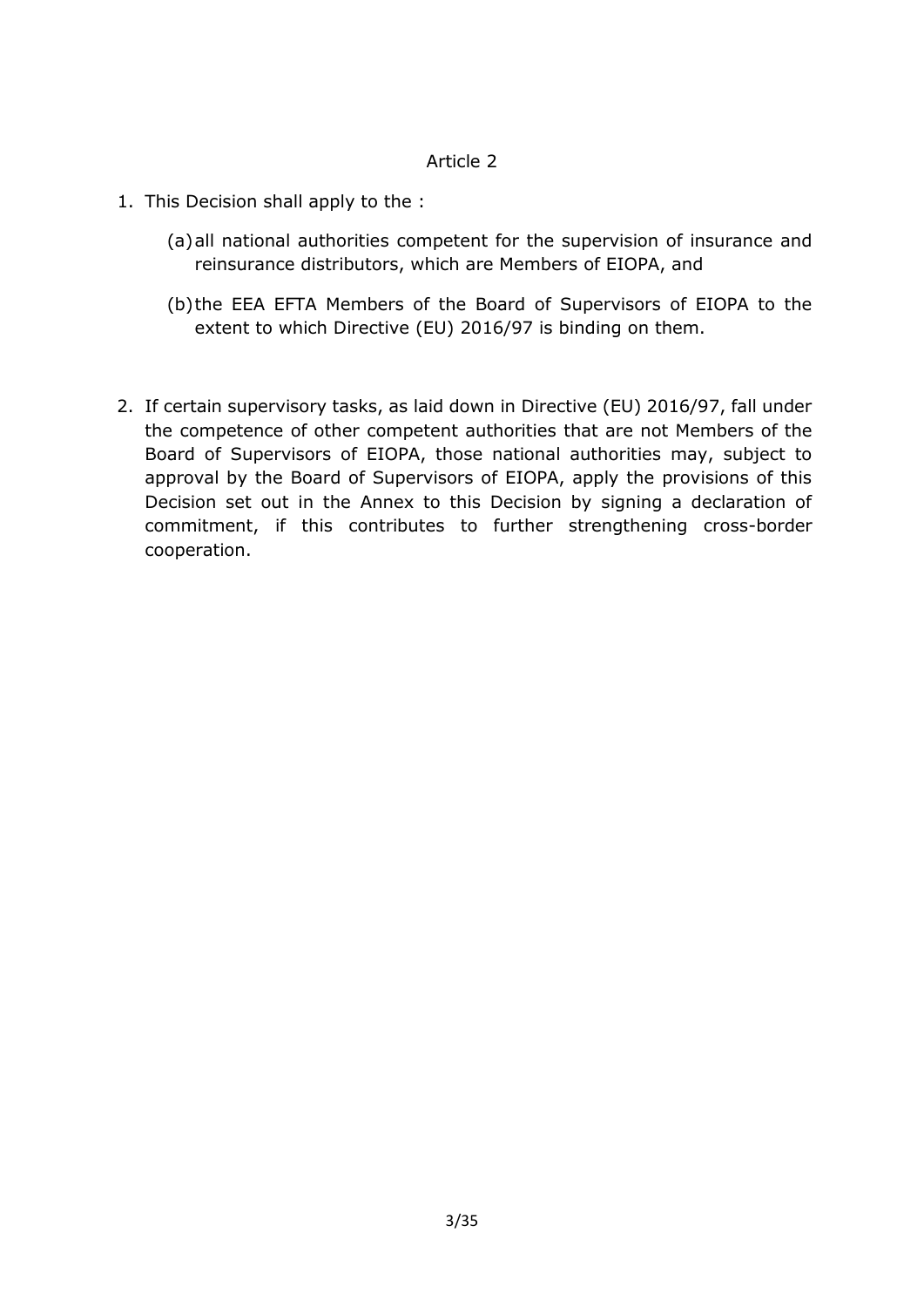Article 2

1. This Decision shall apply to the :

   (a) all national authorities competent for the supervision of insurance and reinsurance distributors, which are Members of EIOPA, and

   (b) the EEA EFTA Members of the Board of Supervisors of EIOPA to the extent to which Directive (EU) 2016/97 is binding on them.

2. If certain supervisory tasks, as laid down in Directive (EU) 2016/97, fall under the competence of other competent authorities that are not Members of the Board of Supervisors of EIOPA, those national authorities may, subject to approval by the Board of Supervisors of EIOPA, apply the provisions of this Decision set out in the Annex to this Decision by signing a declaration of commitment, if this contributes to further strengthening cross-border cooperation.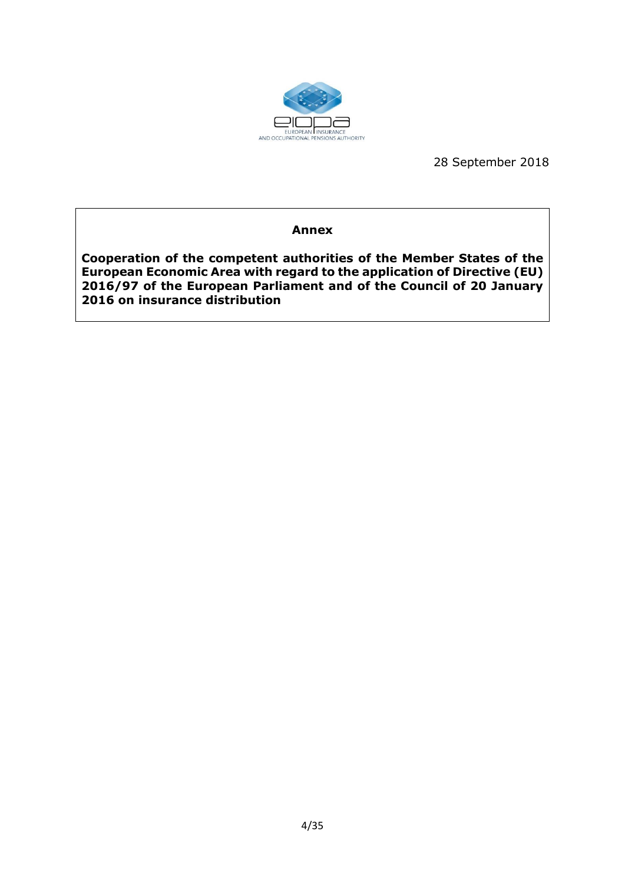28 September 2018

# Annex

**Cooperation of the competent authorities of the Member States of the European Economic Area with regard to the application of Directive (EU) 2016/97 of the European Parliament and of the Council of 20 January 2016 on insurance distribution**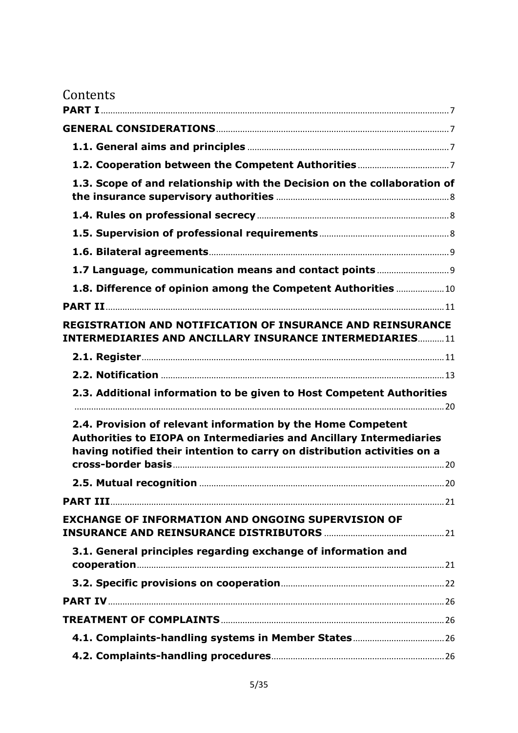# Contents

PART I ..... 7

GENERAL CONSIDERATIONS ..... 7

- 1.1. General aims and principles ..... 7
- 1.2. Cooperation between the Competent Authorities ..... 7
- 1.3. Scope of and relationship with the Decision on the collaboration of the insurance supervisory authorities ..... 8
- 1.4. Rules on professional secrecy ..... 8
- 1.5. Supervision of professional requirements ..... 8
- 1.6. Bilateral agreements ..... 9
- 1.7 Language, communication means and contact points ..... 9
- 1.8. Difference of opinion among the Competent Authorities ..... 10

PART II ..... 11

REGISTRATION AND NOTIFICATION OF INSURANCE AND REINSURANCE INTERMEDIARIES AND ANCILLARY INSURANCE INTERMEDIARIES ..... 11

- 2.1. Register ..... 11
- 2.2. Notification ..... 13
- 2.3. Additional information to be given to Host Competent Authorities ..... 20
- 2.4. Provision of relevant information by the Home Competent Authorities to EIOPA on Intermediaries and Ancillary Intermediaries having notified their intention to carry on distribution activities on a cross-border basis ..... 20
- 2.5. Mutual recognition ..... 20

PART III ..... 21

EXCHANGE OF INFORMATION AND ONGOING SUPERVISION OF INSURANCE AND REINSURANCE DISTRIBUTORS ..... 21

- 3.1. General principles regarding exchange of information and cooperation ..... 21
- 3.2. Specific provisions on cooperation ..... 22

PART IV ..... 26

TREATMENT OF COMPLAINTS ..... 26

- 4.1. Complaints-handling systems in Member States ..... 26
- 4.2. Complaints-handling procedures ..... 26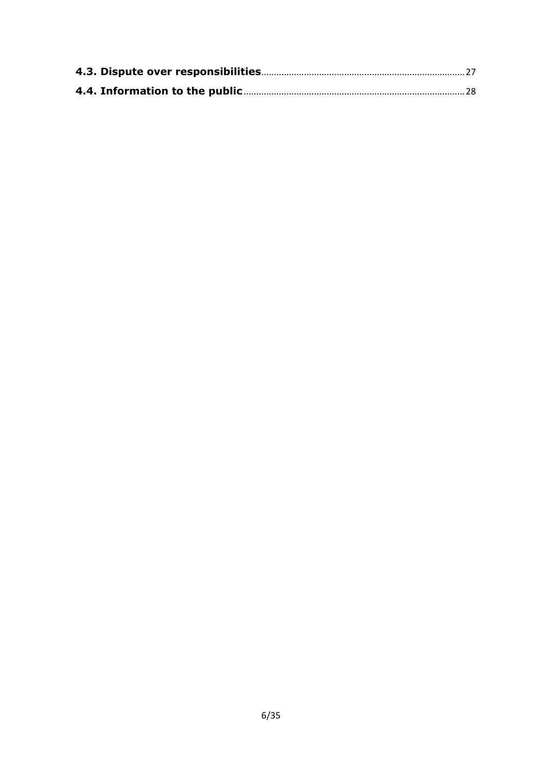**4.3. Dispute over responsibilities** .......... 27

**4.4. Information to the public** .......... 28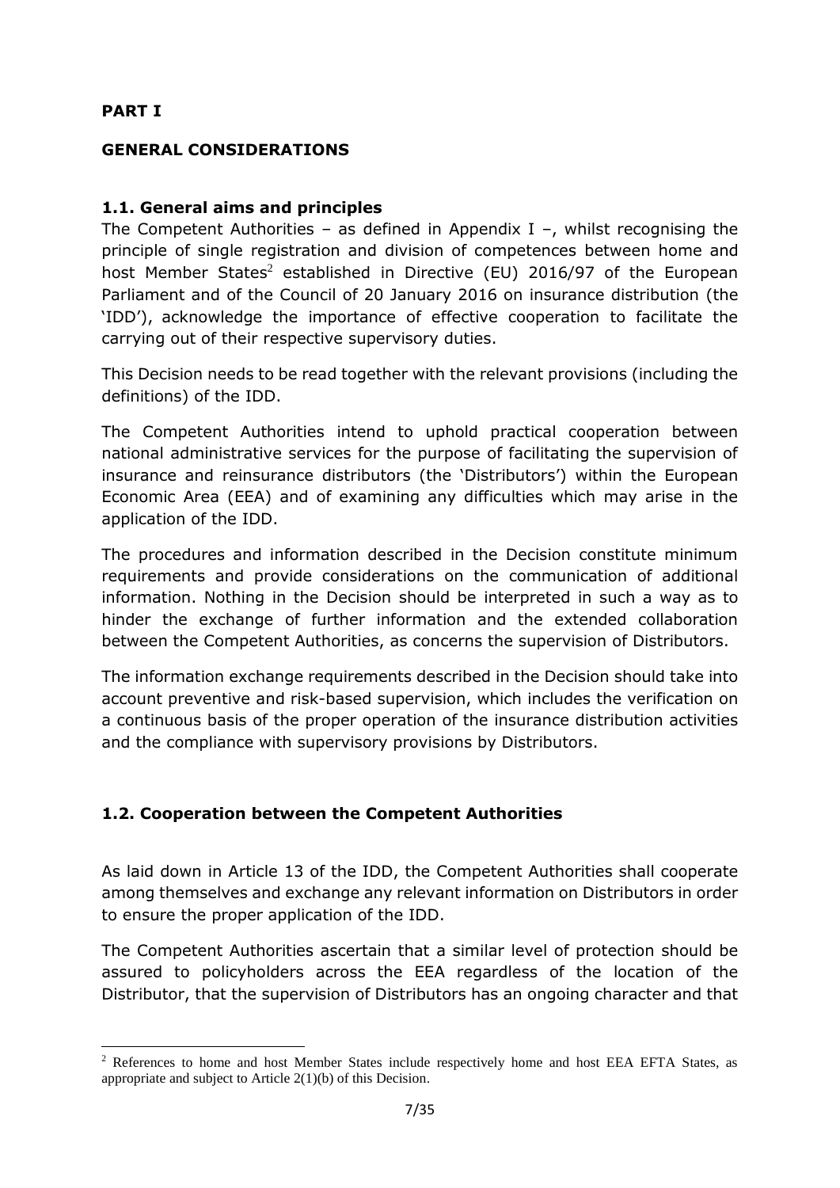# PART I

## GENERAL CONSIDERATIONS

### 1.1. General aims and principles

The Competent Authorities – as defined in Appendix I –, whilst recognising the principle of single registration and division of competences between home and host Member States[2] established in Directive (EU) 2016/97 of the European Parliament and of the Council of 20 January 2016 on insurance distribution (the 'IDD'), acknowledge the importance of effective cooperation to facilitate the carrying out of their respective supervisory duties.

This Decision needs to be read together with the relevant provisions (including the definitions) of the IDD.

The Competent Authorities intend to uphold practical cooperation between national administrative services for the purpose of facilitating the supervision of insurance and reinsurance distributors (the 'Distributors') within the European Economic Area (EEA) and of examining any difficulties which may arise in the application of the IDD.

The procedures and information described in the Decision constitute minimum requirements and provide considerations on the communication of additional information. Nothing in the Decision should be interpreted in such a way as to hinder the exchange of further information and the extended collaboration between the Competent Authorities, as concerns the supervision of Distributors.

The information exchange requirements described in the Decision should take into account preventive and risk-based supervision, which includes the verification on a continuous basis of the proper operation of the insurance distribution activities and the compliance with supervisory provisions by Distributors.

### 1.2. Cooperation between the Competent Authorities

As laid down in Article 13 of the IDD, the Competent Authorities shall cooperate among themselves and exchange any relevant information on Distributors in order to ensure the proper application of the IDD.

The Competent Authorities ascertain that a similar level of protection should be assured to policyholders across the EEA regardless of the location of the Distributor, that the supervision of Distributors has an ongoing character and that

[2] References to home and host Member States include respectively home and host EEA EFTA States, as appropriate and subject to Article 2(1)(b) of this Decision.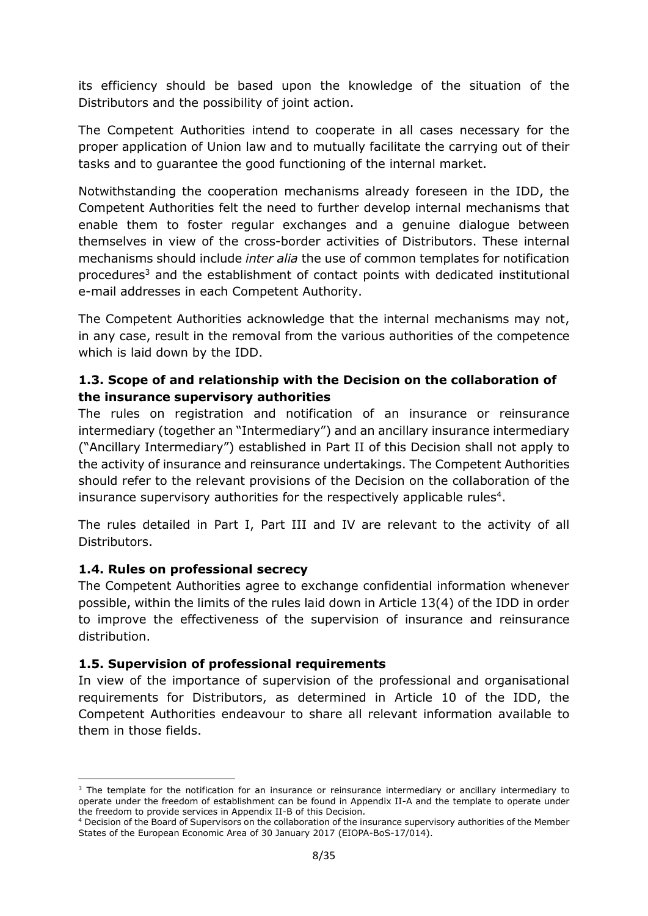its efficiency should be based upon the knowledge of the situation of the Distributors and the possibility of joint action.

The Competent Authorities intend to cooperate in all cases necessary for the proper application of Union law and to mutually facilitate the carrying out of their tasks and to guarantee the good functioning of the internal market.

Notwithstanding the cooperation mechanisms already foreseen in the IDD, the Competent Authorities felt the need to further develop internal mechanisms that enable them to foster regular exchanges and a genuine dialogue between themselves in view of the cross-border activities of Distributors. These internal mechanisms should include *inter alia* the use of common templates for notification procedures[3] and the establishment of contact points with dedicated institutional e-mail addresses in each Competent Authority.

The Competent Authorities acknowledge that the internal mechanisms may not, in any case, result in the removal from the various authorities of the competence which is laid down by the IDD.

### 1.3. Scope of and relationship with the Decision on the collaboration of the insurance supervisory authorities

The rules on registration and notification of an insurance or reinsurance intermediary (together an "Intermediary") and an ancillary insurance intermediary ("Ancillary Intermediary") established in Part II of this Decision shall not apply to the activity of insurance and reinsurance undertakings. The Competent Authorities should refer to the relevant provisions of the Decision on the collaboration of the insurance supervisory authorities for the respectively applicable rules[4].

The rules detailed in Part I, Part III and IV are relevant to the activity of all Distributors.

### 1.4. Rules on professional secrecy

The Competent Authorities agree to exchange confidential information whenever possible, within the limits of the rules laid down in Article 13(4) of the IDD in order to improve the effectiveness of the supervision of insurance and reinsurance distribution.

### 1.5. Supervision of professional requirements

In view of the importance of supervision of the professional and organisational requirements for Distributors, as determined in Article 10 of the IDD, the Competent Authorities endeavour to share all relevant information available to them in those fields.

---

[3] The template for the notification for an insurance or reinsurance intermediary or ancillary intermediary to operate under the freedom of establishment can be found in Appendix II-A and the template to operate under the freedom to provide services in Appendix II-B of this Decision.

[4] Decision of the Board of Supervisors on the collaboration of the insurance supervisory authorities of the Member States of the European Economic Area of 30 January 2017 (EIOPA-BoS-17/014).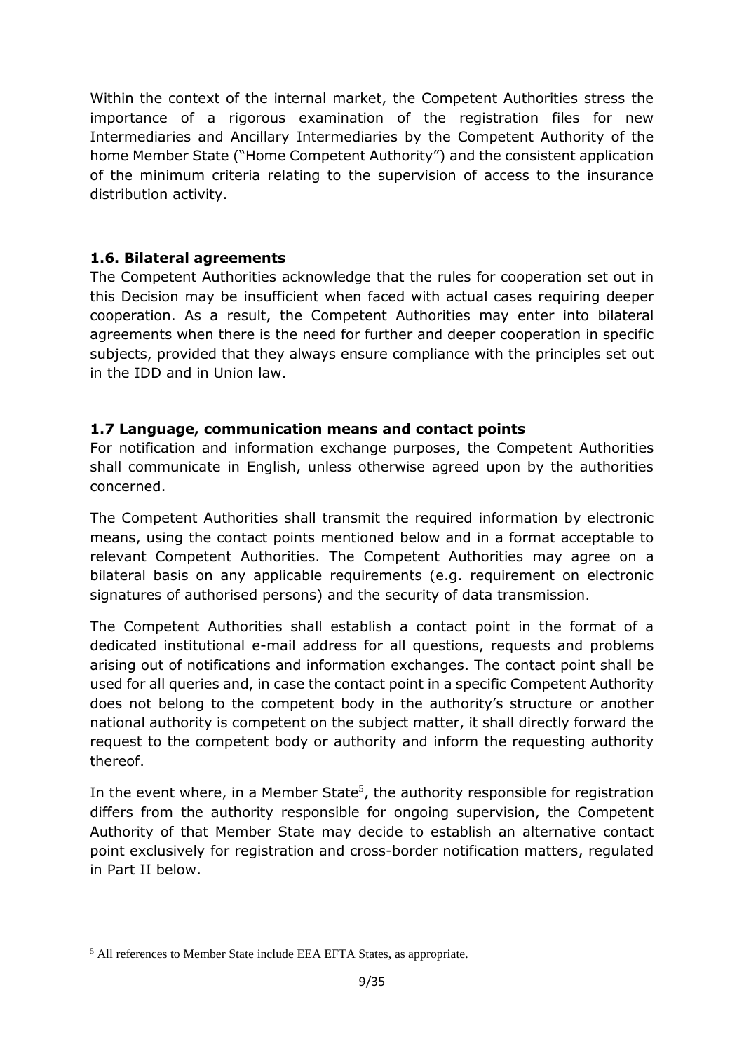Within the context of the internal market, the Competent Authorities stress the importance of a rigorous examination of the registration files for new Intermediaries and Ancillary Intermediaries by the Competent Authority of the home Member State ("Home Competent Authority") and the consistent application of the minimum criteria relating to the supervision of access to the insurance distribution activity.

### 1.6. Bilateral agreements

The Competent Authorities acknowledge that the rules for cooperation set out in this Decision may be insufficient when faced with actual cases requiring deeper cooperation. As a result, the Competent Authorities may enter into bilateral agreements when there is the need for further and deeper cooperation in specific subjects, provided that they always ensure compliance with the principles set out in the IDD and in Union law.

### 1.7 Language, communication means and contact points

For notification and information exchange purposes, the Competent Authorities shall communicate in English, unless otherwise agreed upon by the authorities concerned.

The Competent Authorities shall transmit the required information by electronic means, using the contact points mentioned below and in a format acceptable to relevant Competent Authorities. The Competent Authorities may agree on a bilateral basis on any applicable requirements (e.g. requirement on electronic signatures of authorised persons) and the security of data transmission.

The Competent Authorities shall establish a contact point in the format of a dedicated institutional e-mail address for all questions, requests and problems arising out of notifications and information exchanges. The contact point shall be used for all queries and, in case the contact point in a specific Competent Authority does not belong to the competent body in the authority's structure or another national authority is competent on the subject matter, it shall directly forward the request to the competent body or authority and inform the requesting authority thereof.

In the event where, in a Member State[5], the authority responsible for registration differs from the authority responsible for ongoing supervision, the Competent Authority of that Member State may decide to establish an alternative contact point exclusively for registration and cross-border notification matters, regulated in Part II below.

---

[5] All references to Member State include EEA EFTA States, as appropriate.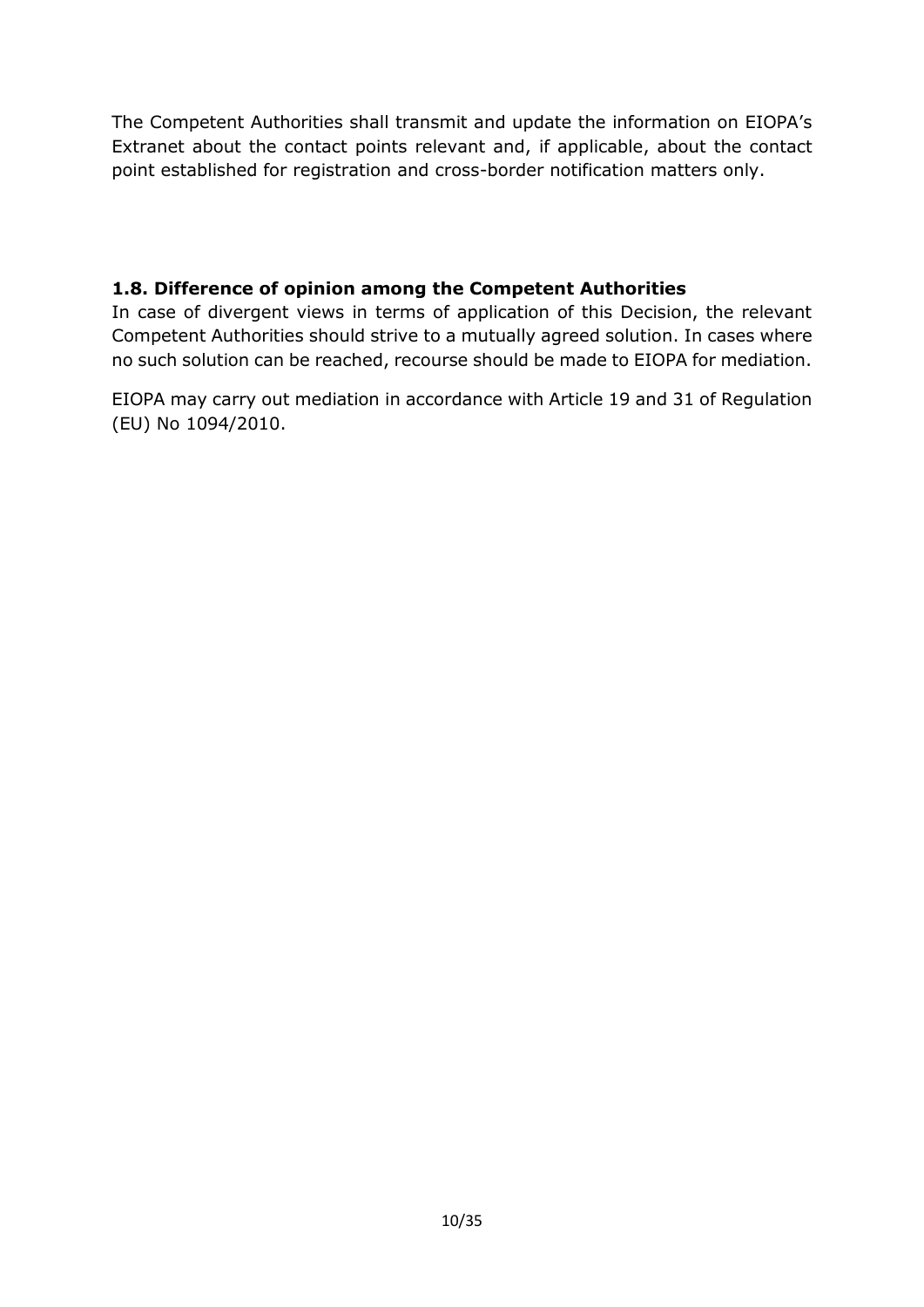The Competent Authorities shall transmit and update the information on EIOPA's Extranet about the contact points relevant and, if applicable, about the contact point established for registration and cross-border notification matters only.

### 1.8. Difference of opinion among the Competent Authorities

In case of divergent views in terms of application of this Decision, the relevant Competent Authorities should strive to a mutually agreed solution. In cases where no such solution can be reached, recourse should be made to EIOPA for mediation.

EIOPA may carry out mediation in accordance with Article 19 and 31 of Regulation (EU) No 1094/2010.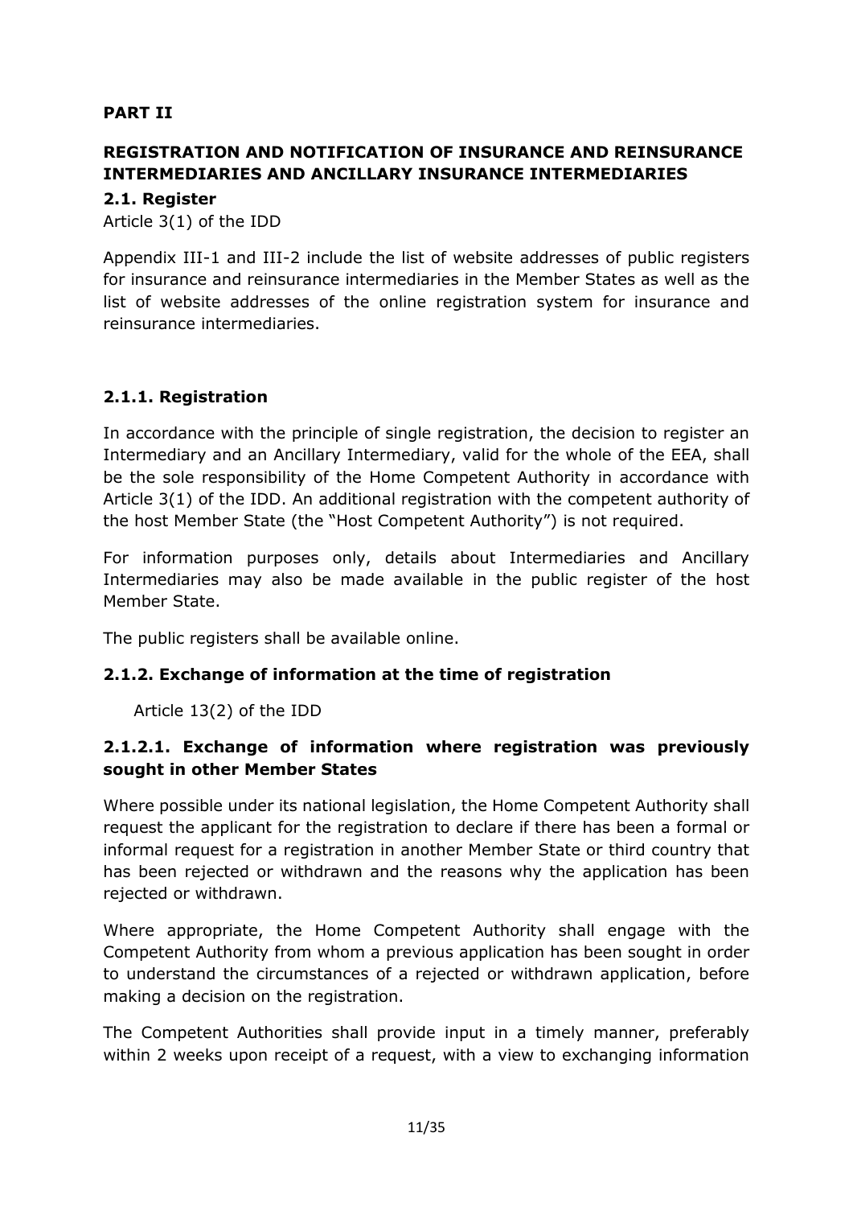# PART II

## REGISTRATION AND NOTIFICATION OF INSURANCE AND REINSURANCE INTERMEDIARIES AND ANCILLARY INSURANCE INTERMEDIARIES

### 2.1. Register

Article 3(1) of the IDD

Appendix III-1 and III-2 include the list of website addresses of public registers for insurance and reinsurance intermediaries in the Member States as well as the list of website addresses of the online registration system for insurance and reinsurance intermediaries.

### 2.1.1. Registration

In accordance with the principle of single registration, the decision to register an Intermediary and an Ancillary Intermediary, valid for the whole of the EEA, shall be the sole responsibility of the Home Competent Authority in accordance with Article 3(1) of the IDD. An additional registration with the competent authority of the host Member State (the "Host Competent Authority") is not required.

For information purposes only, details about Intermediaries and Ancillary Intermediaries may also be made available in the public register of the host Member State.

The public registers shall be available online.

### 2.1.2. Exchange of information at the time of registration

Article 13(2) of the IDD

#### 2.1.2.1. Exchange of information where registration was previously sought in other Member States

Where possible under its national legislation, the Home Competent Authority shall request the applicant for the registration to declare if there has been a formal or informal request for a registration in another Member State or third country that has been rejected or withdrawn and the reasons why the application has been rejected or withdrawn.

Where appropriate, the Home Competent Authority shall engage with the Competent Authority from whom a previous application has been sought in order to understand the circumstances of a rejected or withdrawn application, before making a decision on the registration.

The Competent Authorities shall provide input in a timely manner, preferably within 2 weeks upon receipt of a request, with a view to exchanging information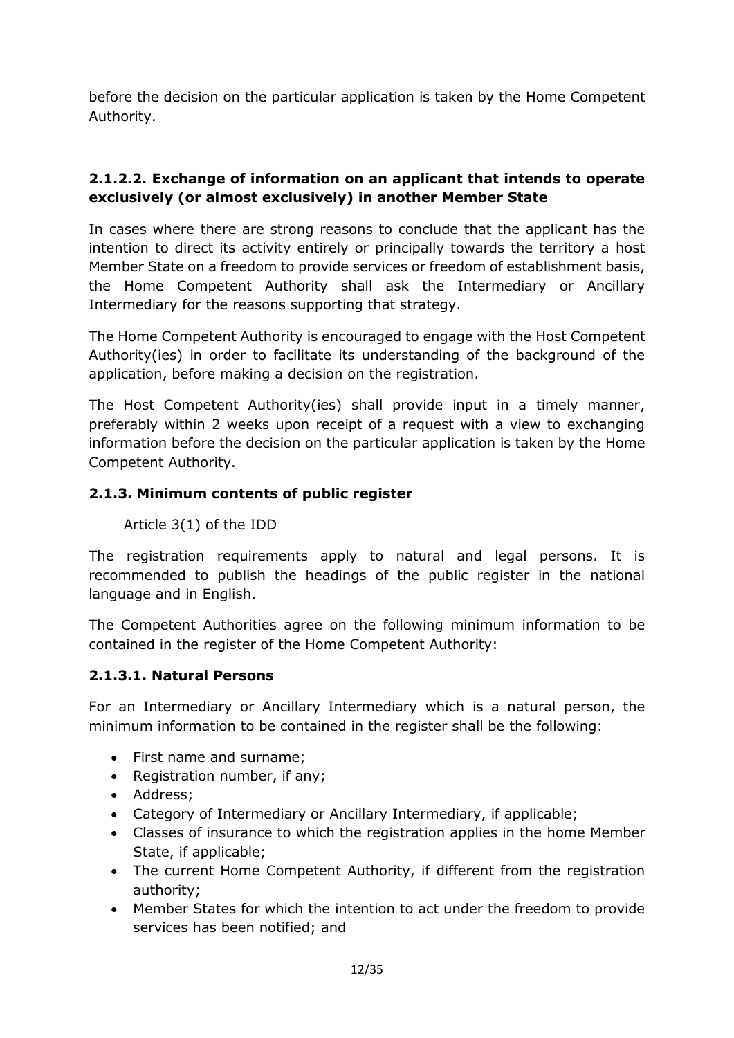before the decision on the particular application is taken by the Home Competent Authority.

#### 2.1.2.2. Exchange of information on an applicant that intends to operate exclusively (or almost exclusively) in another Member State

In cases where there are strong reasons to conclude that the applicant has the intention to direct its activity entirely or principally towards the territory a host Member State on a freedom to provide services or freedom of establishment basis, the Home Competent Authority shall ask the Intermediary or Ancillary Intermediary for the reasons supporting that strategy.

The Home Competent Authority is encouraged to engage with the Host Competent Authority(ies) in order to facilitate its understanding of the background of the application, before making a decision on the registration.

The Host Competent Authority(ies) shall provide input in a timely manner, preferably within 2 weeks upon receipt of a request with a view to exchanging information before the decision on the particular application is taken by the Home Competent Authority.

### 2.1.3. Minimum contents of public register

Article 3(1) of the IDD

The registration requirements apply to natural and legal persons. It is recommended to publish the headings of the public register in the national language and in English.

The Competent Authorities agree on the following minimum information to be contained in the register of the Home Competent Authority:

#### 2.1.3.1. Natural Persons

For an Intermediary or Ancillary Intermediary which is a natural person, the minimum information to be contained in the register shall be the following:

- First name and surname;
- Registration number, if any;
- Address;
- Category of Intermediary or Ancillary Intermediary, if applicable;
- Classes of insurance to which the registration applies in the home Member State, if applicable;
- The current Home Competent Authority, if different from the registration authority;
- Member States for which the intention to act under the freedom to provide services has been notified; and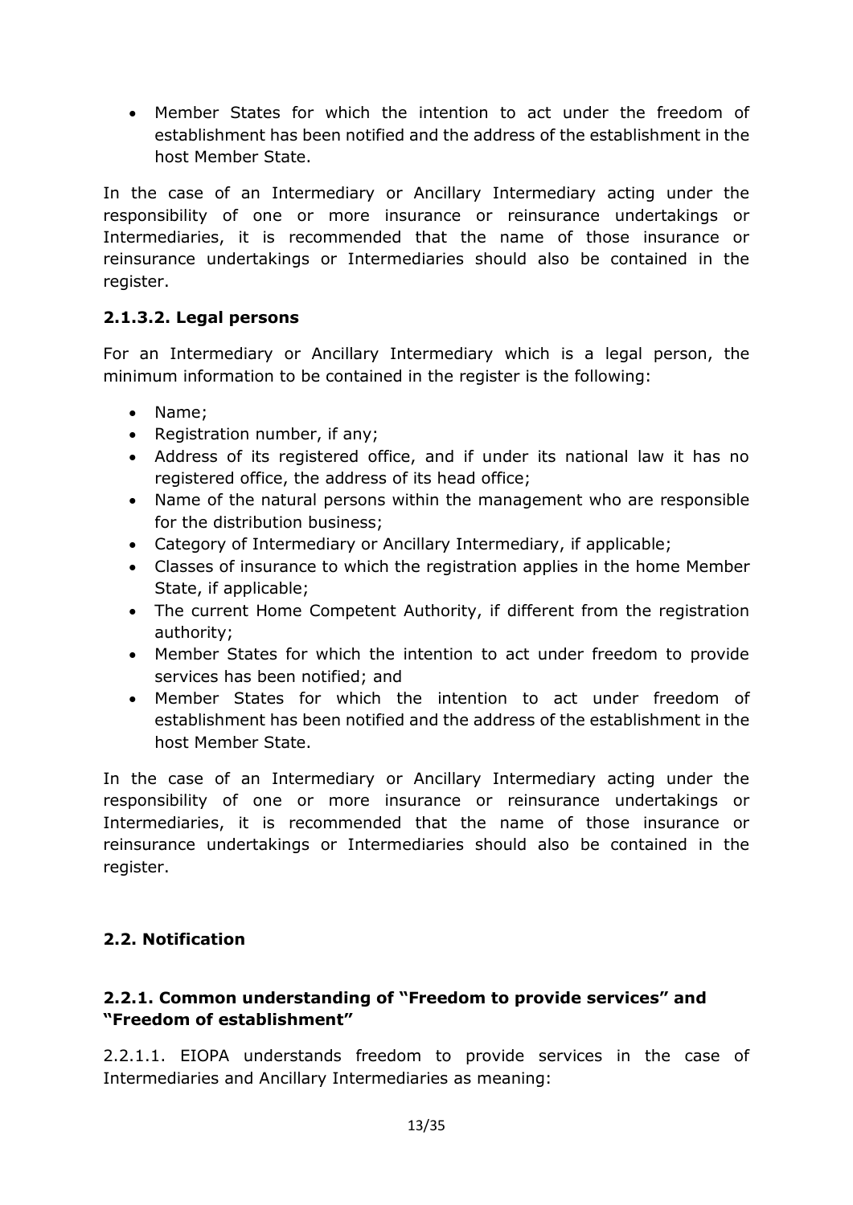- Member States for which the intention to act under the freedom of establishment has been notified and the address of the establishment in the host Member State.

In the case of an Intermediary or Ancillary Intermediary acting under the responsibility of one or more insurance or reinsurance undertakings or Intermediaries, it is recommended that the name of those insurance or reinsurance undertakings or Intermediaries should also be contained in the register.

#### 2.1.3.2. Legal persons

For an Intermediary or Ancillary Intermediary which is a legal person, the minimum information to be contained in the register is the following:

- Name;
- Registration number, if any;
- Address of its registered office, and if under its national law it has no registered office, the address of its head office;
- Name of the natural persons within the management who are responsible for the distribution business;
- Category of Intermediary or Ancillary Intermediary, if applicable;
- Classes of insurance to which the registration applies in the home Member State, if applicable;
- The current Home Competent Authority, if different from the registration authority;
- Member States for which the intention to act under freedom to provide services has been notified; and
- Member States for which the intention to act under freedom of establishment has been notified and the address of the establishment in the host Member State.

In the case of an Intermediary or Ancillary Intermediary acting under the responsibility of one or more insurance or reinsurance undertakings or Intermediaries, it is recommended that the name of those insurance or reinsurance undertakings or Intermediaries should also be contained in the register.

## 2.2. Notification

### 2.2.1. Common understanding of "Freedom to provide services" and "Freedom of establishment"

2.2.1.1. EIOPA understands freedom to provide services in the case of Intermediaries and Ancillary Intermediaries as meaning: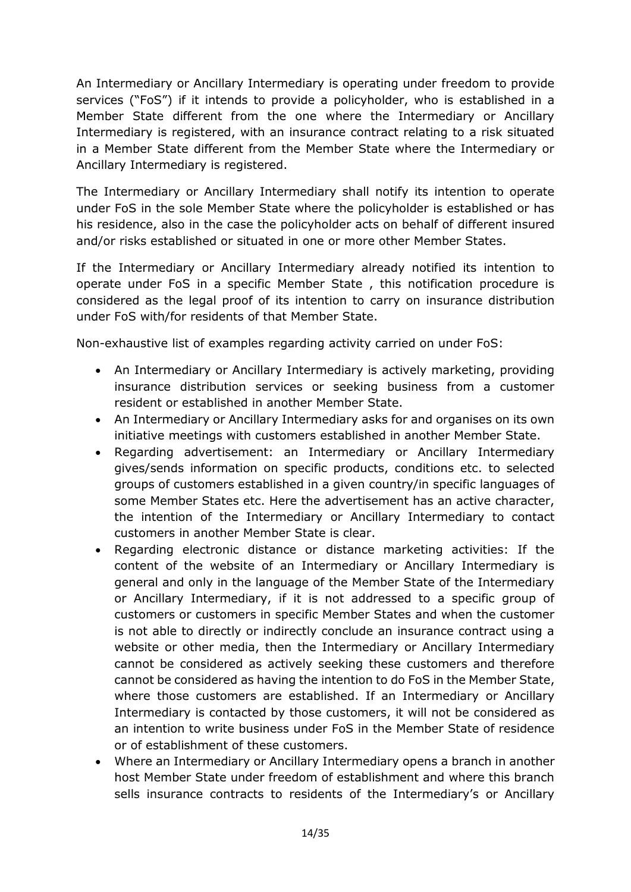An Intermediary or Ancillary Intermediary is operating under freedom to provide services ("FoS") if it intends to provide a policyholder, who is established in a Member State different from the one where the Intermediary or Ancillary Intermediary is registered, with an insurance contract relating to a risk situated in a Member State different from the Member State where the Intermediary or Ancillary Intermediary is registered.

The Intermediary or Ancillary Intermediary shall notify its intention to operate under FoS in the sole Member State where the policyholder is established or has his residence, also in the case the policyholder acts on behalf of different insured and/or risks established or situated in one or more other Member States.

If the Intermediary or Ancillary Intermediary already notified its intention to operate under FoS in a specific Member State , this notification procedure is considered as the legal proof of its intention to carry on insurance distribution under FoS with/for residents of that Member State.

Non-exhaustive list of examples regarding activity carried on under FoS:

- An Intermediary or Ancillary Intermediary is actively marketing, providing insurance distribution services or seeking business from a customer resident or established in another Member State.
- An Intermediary or Ancillary Intermediary asks for and organises on its own initiative meetings with customers established in another Member State.
- Regarding advertisement: an Intermediary or Ancillary Intermediary gives/sends information on specific products, conditions etc. to selected groups of customers established in a given country/in specific languages of some Member States etc. Here the advertisement has an active character, the intention of the Intermediary or Ancillary Intermediary to contact customers in another Member State is clear.
- Regarding electronic distance or distance marketing activities: If the content of the website of an Intermediary or Ancillary Intermediary is general and only in the language of the Member State of the Intermediary or Ancillary Intermediary, if it is not addressed to a specific group of customers or customers in specific Member States and when the customer is not able to directly or indirectly conclude an insurance contract using a website or other media, then the Intermediary or Ancillary Intermediary cannot be considered as actively seeking these customers and therefore cannot be considered as having the intention to do FoS in the Member State, where those customers are established. If an Intermediary or Ancillary Intermediary is contacted by those customers, it will not be considered as an intention to write business under FoS in the Member State of residence or of establishment of these customers.
- Where an Intermediary or Ancillary Intermediary opens a branch in another host Member State under freedom of establishment and where this branch sells insurance contracts to residents of the Intermediary's or Ancillary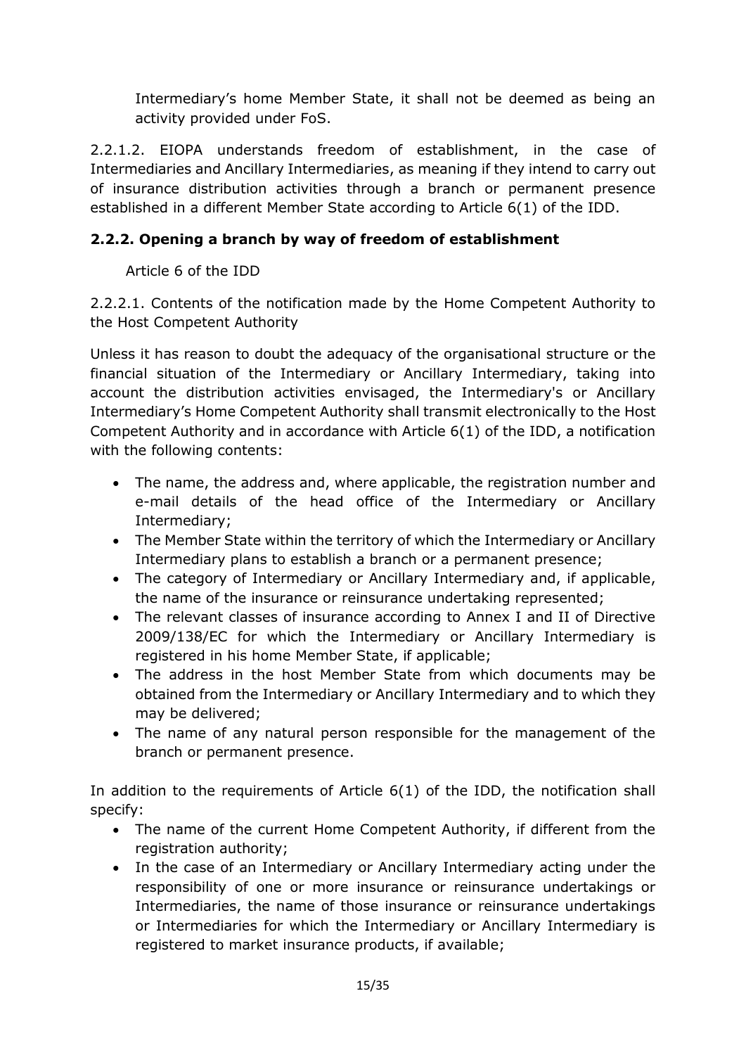Intermediary's home Member State, it shall not be deemed as being an activity provided under FoS.

2.2.1.2. EIOPA understands freedom of establishment, in the case of Intermediaries and Ancillary Intermediaries, as meaning if they intend to carry out of insurance distribution activities through a branch or permanent presence established in a different Member State according to Article 6(1) of the IDD.

### 2.2.2. Opening a branch by way of freedom of establishment

Article 6 of the IDD

2.2.2.1. Contents of the notification made by the Home Competent Authority to the Host Competent Authority

Unless it has reason to doubt the adequacy of the organisational structure or the financial situation of the Intermediary or Ancillary Intermediary, taking into account the distribution activities envisaged, the Intermediary's or Ancillary Intermediary's Home Competent Authority shall transmit electronically to the Host Competent Authority and in accordance with Article 6(1) of the IDD, a notification with the following contents:

- The name, the address and, where applicable, the registration number and e-mail details of the head office of the Intermediary or Ancillary Intermediary;
- The Member State within the territory of which the Intermediary or Ancillary Intermediary plans to establish a branch or a permanent presence;
- The category of Intermediary or Ancillary Intermediary and, if applicable, the name of the insurance or reinsurance undertaking represented;
- The relevant classes of insurance according to Annex I and II of Directive 2009/138/EC for which the Intermediary or Ancillary Intermediary is registered in his home Member State, if applicable;
- The address in the host Member State from which documents may be obtained from the Intermediary or Ancillary Intermediary and to which they may be delivered;
- The name of any natural person responsible for the management of the branch or permanent presence.

In addition to the requirements of Article 6(1) of the IDD, the notification shall specify:

- The name of the current Home Competent Authority, if different from the registration authority;
- In the case of an Intermediary or Ancillary Intermediary acting under the responsibility of one or more insurance or reinsurance undertakings or Intermediaries, the name of those insurance or reinsurance undertakings or Intermediaries for which the Intermediary or Ancillary Intermediary is registered to market insurance products, if available;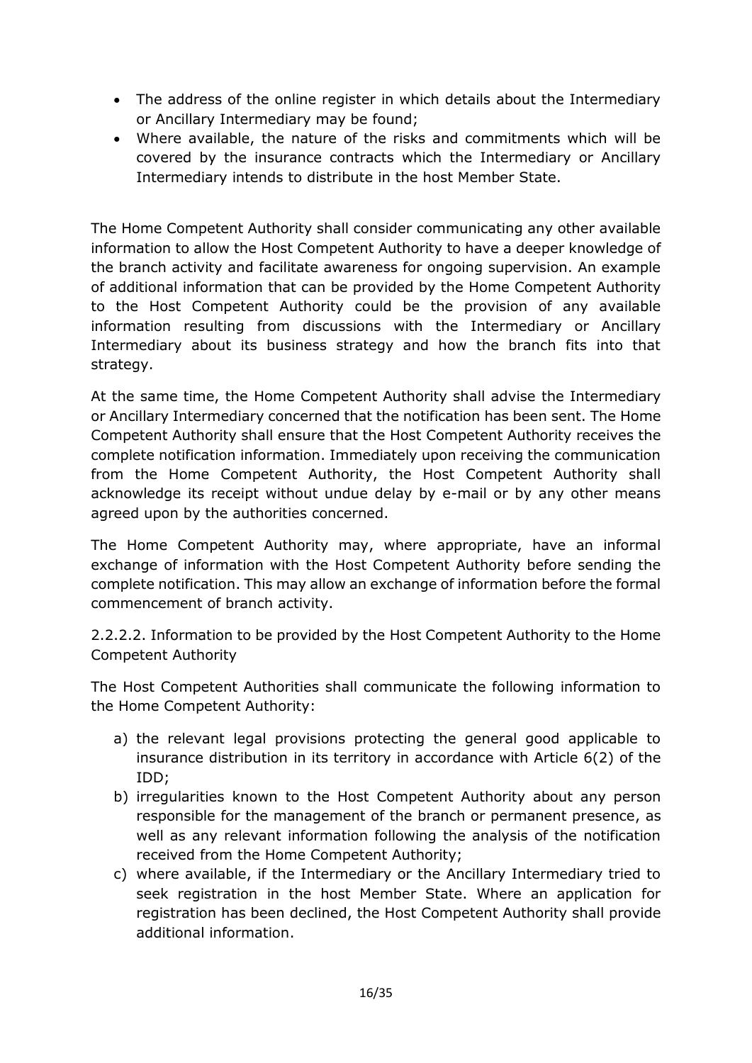- The address of the online register in which details about the Intermediary or Ancillary Intermediary may be found;
- Where available, the nature of the risks and commitments which will be covered by the insurance contracts which the Intermediary or Ancillary Intermediary intends to distribute in the host Member State.

The Home Competent Authority shall consider communicating any other available information to allow the Host Competent Authority to have a deeper knowledge of the branch activity and facilitate awareness for ongoing supervision. An example of additional information that can be provided by the Home Competent Authority to the Host Competent Authority could be the provision of any available information resulting from discussions with the Intermediary or Ancillary Intermediary about its business strategy and how the branch fits into that strategy.

At the same time, the Home Competent Authority shall advise the Intermediary or Ancillary Intermediary concerned that the notification has been sent. The Home Competent Authority shall ensure that the Host Competent Authority receives the complete notification information. Immediately upon receiving the communication from the Home Competent Authority, the Host Competent Authority shall acknowledge its receipt without undue delay by e-mail or by any other means agreed upon by the authorities concerned.

The Home Competent Authority may, where appropriate, have an informal exchange of information with the Host Competent Authority before sending the complete notification. This may allow an exchange of information before the formal commencement of branch activity.

#### 2.2.2.2. Information to be provided by the Host Competent Authority to the Home Competent Authority

The Host Competent Authorities shall communicate the following information to the Home Competent Authority:

a) the relevant legal provisions protecting the general good applicable to insurance distribution in its territory in accordance with Article 6(2) of the IDD;
b) irregularities known to the Host Competent Authority about any person responsible for the management of the branch or permanent presence, as well as any relevant information following the analysis of the notification received from the Home Competent Authority;
c) where available, if the Intermediary or the Ancillary Intermediary tried to seek registration in the host Member State. Where an application for registration has been declined, the Host Competent Authority shall provide additional information.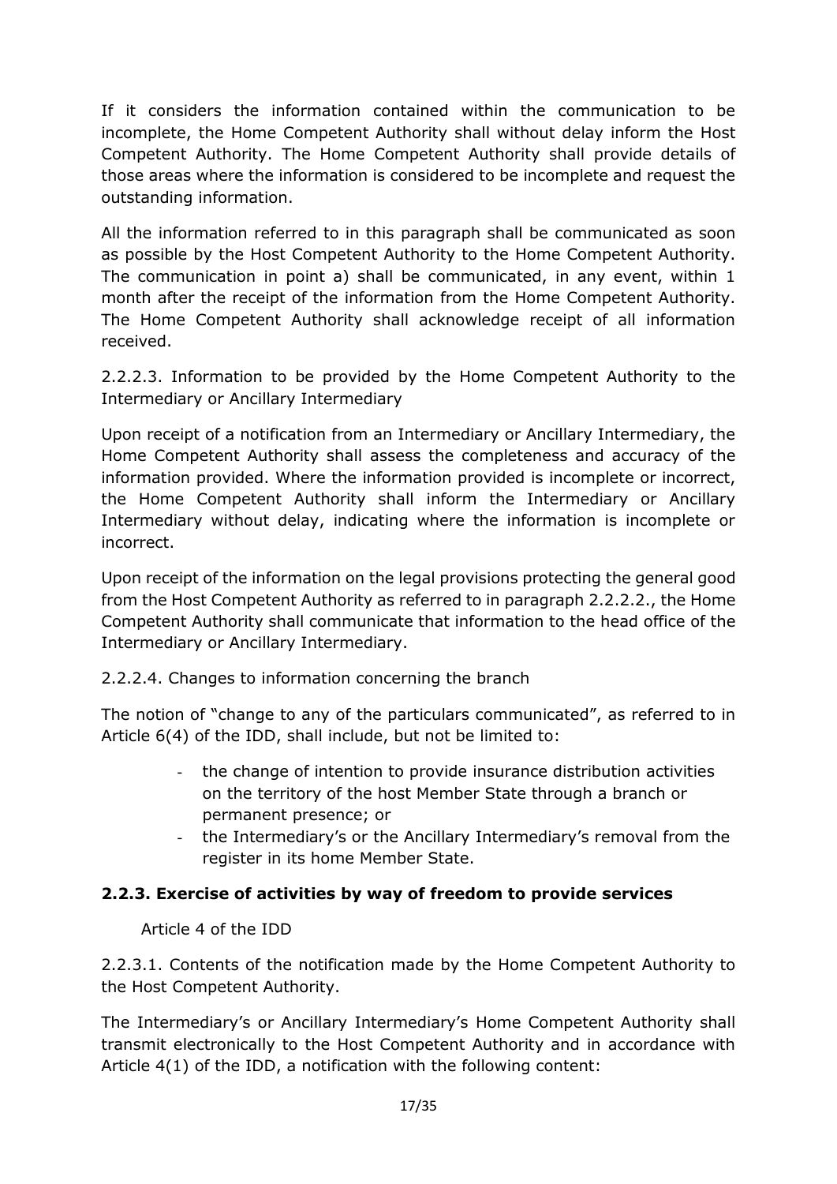If it considers the information contained within the communication to be incomplete, the Home Competent Authority shall without delay inform the Host Competent Authority. The Home Competent Authority shall provide details of those areas where the information is considered to be incomplete and request the outstanding information.

All the information referred to in this paragraph shall be communicated as soon as possible by the Host Competent Authority to the Home Competent Authority. The communication in point a) shall be communicated, in any event, within 1 month after the receipt of the information from the Home Competent Authority. The Home Competent Authority shall acknowledge receipt of all information received.

2.2.2.3. Information to be provided by the Home Competent Authority to the Intermediary or Ancillary Intermediary

Upon receipt of a notification from an Intermediary or Ancillary Intermediary, the Home Competent Authority shall assess the completeness and accuracy of the information provided. Where the information provided is incomplete or incorrect, the Home Competent Authority shall inform the Intermediary or Ancillary Intermediary without delay, indicating where the information is incomplete or incorrect.

Upon receipt of the information on the legal provisions protecting the general good from the Host Competent Authority as referred to in paragraph 2.2.2.2., the Home Competent Authority shall communicate that information to the head office of the Intermediary or Ancillary Intermediary.

2.2.2.4. Changes to information concerning the branch

The notion of "change to any of the particulars communicated", as referred to in Article 6(4) of the IDD, shall include, but not be limited to:

- the change of intention to provide insurance distribution activities on the territory of the host Member State through a branch or permanent presence; or
- the Intermediary's or the Ancillary Intermediary's removal from the register in its home Member State.

### 2.2.3. Exercise of activities by way of freedom to provide services

Article 4 of the IDD

2.2.3.1. Contents of the notification made by the Home Competent Authority to the Host Competent Authority.

The Intermediary's or Ancillary Intermediary's Home Competent Authority shall transmit electronically to the Host Competent Authority and in accordance with Article 4(1) of the IDD, a notification with the following content: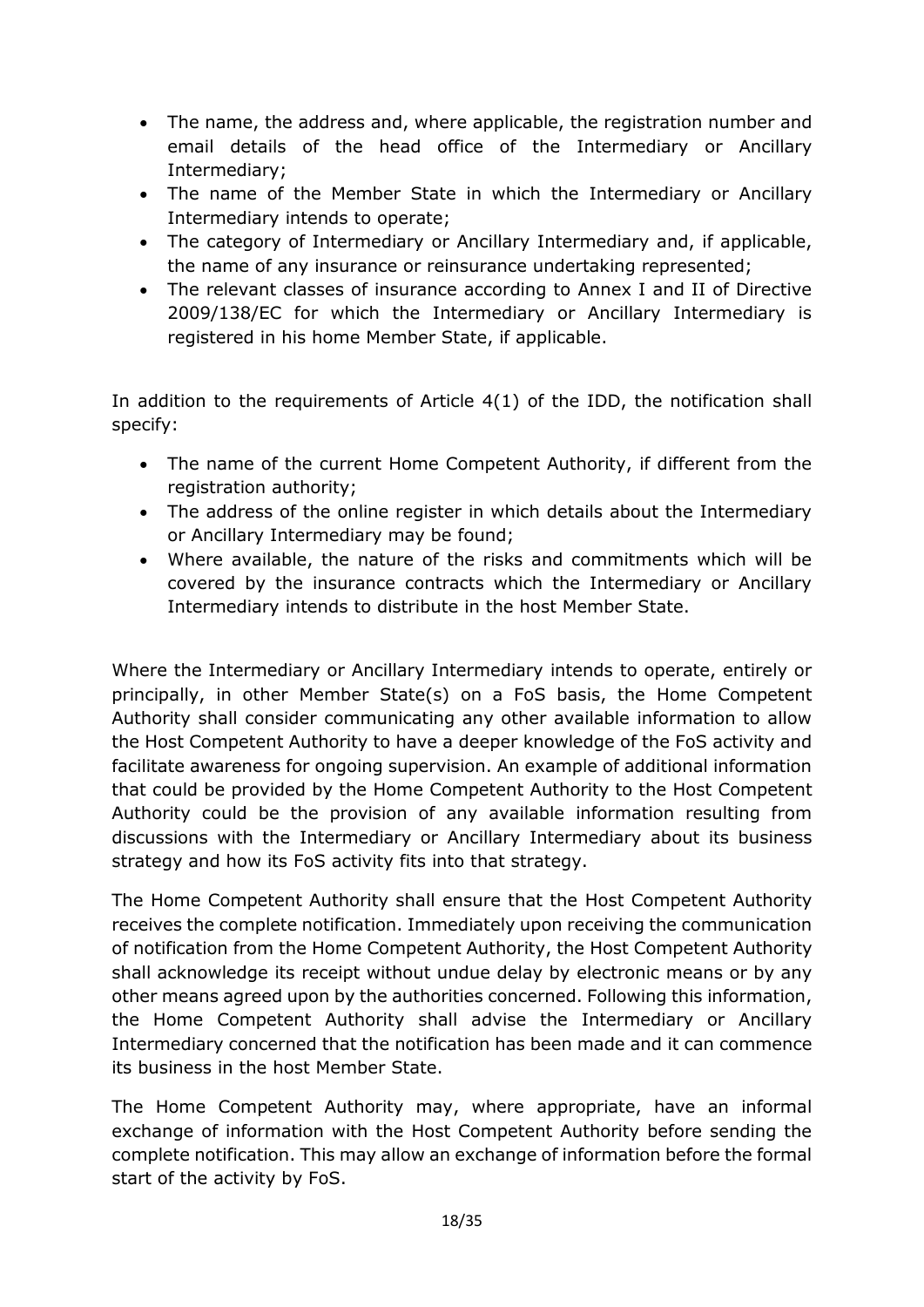- The name, the address and, where applicable, the registration number and email details of the head office of the Intermediary or Ancillary Intermediary;
- The name of the Member State in which the Intermediary or Ancillary Intermediary intends to operate;
- The category of Intermediary or Ancillary Intermediary and, if applicable, the name of any insurance or reinsurance undertaking represented;
- The relevant classes of insurance according to Annex I and II of Directive 2009/138/EC for which the Intermediary or Ancillary Intermediary is registered in his home Member State, if applicable.

In addition to the requirements of Article 4(1) of the IDD, the notification shall specify:

- The name of the current Home Competent Authority, if different from the registration authority;
- The address of the online register in which details about the Intermediary or Ancillary Intermediary may be found;
- Where available, the nature of the risks and commitments which will be covered by the insurance contracts which the Intermediary or Ancillary Intermediary intends to distribute in the host Member State.

Where the Intermediary or Ancillary Intermediary intends to operate, entirely or principally, in other Member State(s) on a FoS basis, the Home Competent Authority shall consider communicating any other available information to allow the Host Competent Authority to have a deeper knowledge of the FoS activity and facilitate awareness for ongoing supervision. An example of additional information that could be provided by the Home Competent Authority to the Host Competent Authority could be the provision of any available information resulting from discussions with the Intermediary or Ancillary Intermediary about its business strategy and how its FoS activity fits into that strategy.

The Home Competent Authority shall ensure that the Host Competent Authority receives the complete notification. Immediately upon receiving the communication of notification from the Home Competent Authority, the Host Competent Authority shall acknowledge its receipt without undue delay by electronic means or by any other means agreed upon by the authorities concerned. Following this information, the Home Competent Authority shall advise the Intermediary or Ancillary Intermediary concerned that the notification has been made and it can commence its business in the host Member State.

The Home Competent Authority may, where appropriate, have an informal exchange of information with the Host Competent Authority before sending the complete notification. This may allow an exchange of information before the formal start of the activity by FoS.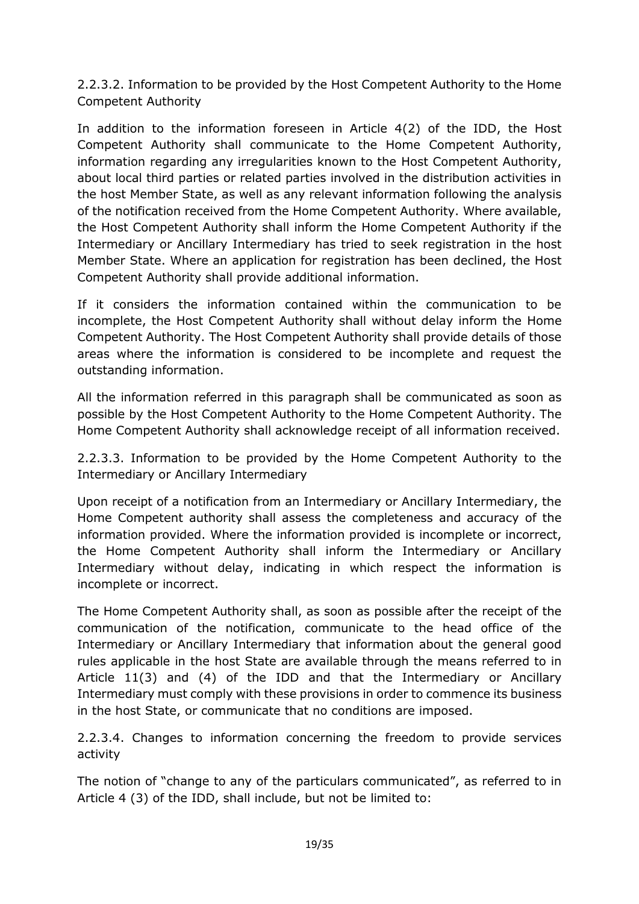#### 2.2.3.2. Information to be provided by the Host Competent Authority to the Home Competent Authority

In addition to the information foreseen in Article 4(2) of the IDD, the Host Competent Authority shall communicate to the Home Competent Authority, information regarding any irregularities known to the Host Competent Authority, about local third parties or related parties involved in the distribution activities in the host Member State, as well as any relevant information following the analysis of the notification received from the Home Competent Authority. Where available, the Host Competent Authority shall inform the Home Competent Authority if the Intermediary or Ancillary Intermediary has tried to seek registration in the host Member State. Where an application for registration has been declined, the Host Competent Authority shall provide additional information.

If it considers the information contained within the communication to be incomplete, the Host Competent Authority shall without delay inform the Home Competent Authority. The Host Competent Authority shall provide details of those areas where the information is considered to be incomplete and request the outstanding information.

All the information referred in this paragraph shall be communicated as soon as possible by the Host Competent Authority to the Home Competent Authority. The Home Competent Authority shall acknowledge receipt of all information received.

#### 2.2.3.3. Information to be provided by the Home Competent Authority to the Intermediary or Ancillary Intermediary

Upon receipt of a notification from an Intermediary or Ancillary Intermediary, the Home Competent authority shall assess the completeness and accuracy of the information provided. Where the information provided is incomplete or incorrect, the Home Competent Authority shall inform the Intermediary or Ancillary Intermediary without delay, indicating in which respect the information is incomplete or incorrect.

The Home Competent Authority shall, as soon as possible after the receipt of the communication of the notification, communicate to the head office of the Intermediary or Ancillary Intermediary that information about the general good rules applicable in the host State are available through the means referred to in Article 11(3) and (4) of the IDD and that the Intermediary or Ancillary Intermediary must comply with these provisions in order to commence its business in the host State, or communicate that no conditions are imposed.

#### 2.2.3.4. Changes to information concerning the freedom to provide services activity

The notion of "change to any of the particulars communicated", as referred to in Article 4 (3) of the IDD, shall include, but not be limited to: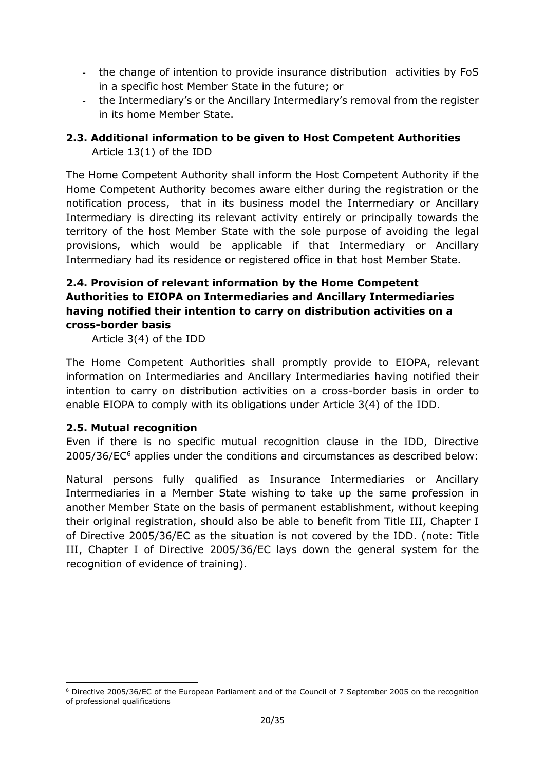- the change of intention to provide insurance distribution activities by FoS in a specific host Member State in the future; or
- the Intermediary's or the Ancillary Intermediary's removal from the register in its home Member State.

### 2.3. Additional information to be given to Host Competent Authorities

Article 13(1) of the IDD

The Home Competent Authority shall inform the Host Competent Authority if the Home Competent Authority becomes aware either during the registration or the notification process, that in its business model the Intermediary or Ancillary Intermediary is directing its relevant activity entirely or principally towards the territory of the host Member State with the sole purpose of avoiding the legal provisions, which would be applicable if that Intermediary or Ancillary Intermediary had its residence or registered office in that host Member State.

### 2.4. Provision of relevant information by the Home Competent Authorities to EIOPA on Intermediaries and Ancillary Intermediaries having notified their intention to carry on distribution activities on a cross-border basis

Article 3(4) of the IDD

The Home Competent Authorities shall promptly provide to EIOPA, relevant information on Intermediaries and Ancillary Intermediaries having notified their intention to carry on distribution activities on a cross-border basis in order to enable EIOPA to comply with its obligations under Article 3(4) of the IDD.

### 2.5. Mutual recognition

Even if there is no specific mutual recognition clause in the IDD, Directive 2005/36/EC[6] applies under the conditions and circumstances as described below:

Natural persons fully qualified as Insurance Intermediaries or Ancillary Intermediaries in a Member State wishing to take up the same profession in another Member State on the basis of permanent establishment, without keeping their original registration, should also be able to benefit from Title III, Chapter I of Directive 2005/36/EC as the situation is not covered by the IDD. (note: Title III, Chapter I of Directive 2005/36/EC lays down the general system for the recognition of evidence of training).

[6] Directive 2005/36/EC of the European Parliament and of the Council of 7 September 2005 on the recognition of professional qualifications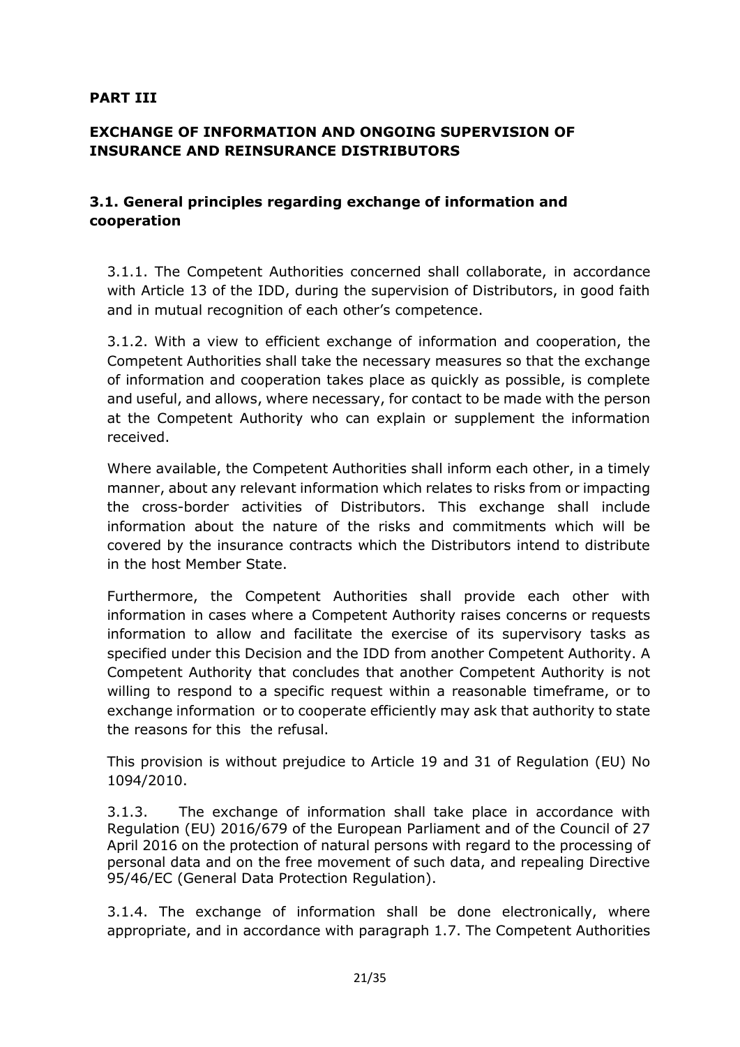**PART III**

## EXCHANGE OF INFORMATION AND ONGOING SUPERVISION OF INSURANCE AND REINSURANCE DISTRIBUTORS

### 3.1. General principles regarding exchange of information and cooperation

3.1.1. The Competent Authorities concerned shall collaborate, in accordance with Article 13 of the IDD, during the supervision of Distributors, in good faith and in mutual recognition of each other's competence.

3.1.2. With a view to efficient exchange of information and cooperation, the Competent Authorities shall take the necessary measures so that the exchange of information and cooperation takes place as quickly as possible, is complete and useful, and allows, where necessary, for contact to be made with the person at the Competent Authority who can explain or supplement the information received.

Where available, the Competent Authorities shall inform each other, in a timely manner, about any relevant information which relates to risks from or impacting the cross-border activities of Distributors. This exchange shall include information about the nature of the risks and commitments which will be covered by the insurance contracts which the Distributors intend to distribute in the host Member State.

Furthermore, the Competent Authorities shall provide each other with information in cases where a Competent Authority raises concerns or requests information to allow and facilitate the exercise of its supervisory tasks as specified under this Decision and the IDD from another Competent Authority. A Competent Authority that concludes that another Competent Authority is not willing to respond to a specific request within a reasonable timeframe, or to exchange information or to cooperate efficiently may ask that authority to state the reasons for this the refusal.

This provision is without prejudice to Article 19 and 31 of Regulation (EU) No 1094/2010.

3.1.3. The exchange of information shall take place in accordance with Regulation (EU) 2016/679 of the European Parliament and of the Council of 27 April 2016 on the protection of natural persons with regard to the processing of personal data and on the free movement of such data, and repealing Directive 95/46/EC (General Data Protection Regulation).

3.1.4. The exchange of information shall be done electronically, where appropriate, and in accordance with paragraph 1.7. The Competent Authorities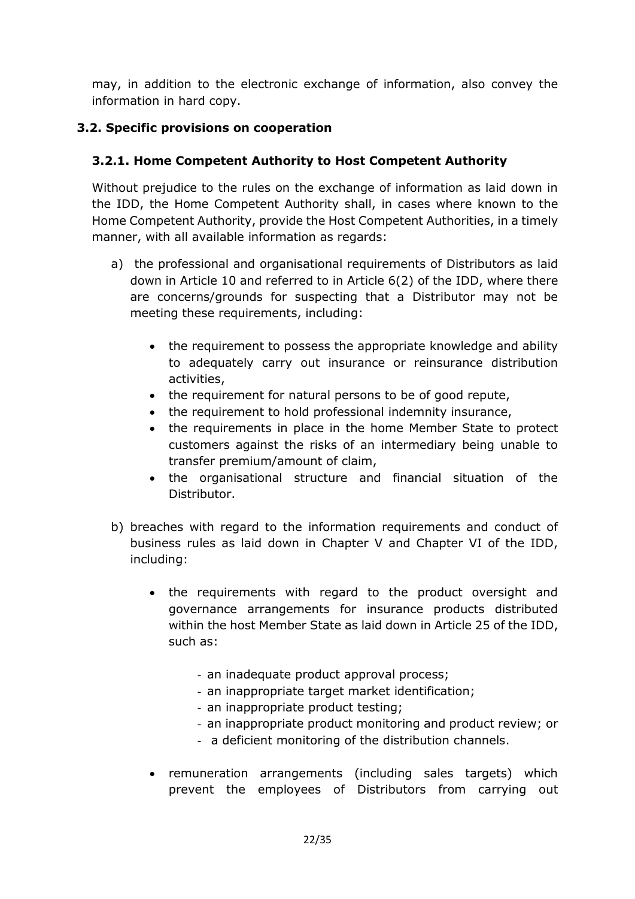may, in addition to the electronic exchange of information, also convey the information in hard copy.

## 3.2. Specific provisions on cooperation

### 3.2.1. Home Competent Authority to Host Competent Authority

Without prejudice to the rules on the exchange of information as laid down in the IDD, the Home Competent Authority shall, in cases where known to the Home Competent Authority, provide the Host Competent Authorities, in a timely manner, with all available information as regards:

a) the professional and organisational requirements of Distributors as laid down in Article 10 and referred to in Article 6(2) of the IDD, where there are concerns/grounds for suspecting that a Distributor may not be meeting these requirements, including:

  - the requirement to possess the appropriate knowledge and ability to adequately carry out insurance or reinsurance distribution activities,
  - the requirement for natural persons to be of good repute,
  - the requirement to hold professional indemnity insurance,
  - the requirements in place in the home Member State to protect customers against the risks of an intermediary being unable to transfer premium/amount of claim,
  - the organisational structure and financial situation of the Distributor.

b) breaches with regard to the information requirements and conduct of business rules as laid down in Chapter V and Chapter VI of the IDD, including:

  - the requirements with regard to the product oversight and governance arrangements for insurance products distributed within the host Member State as laid down in Article 25 of the IDD, such as:
    - an inadequate product approval process;
    - an inappropriate target market identification;
    - an inappropriate product testing;
    - an inappropriate product monitoring and product review; or
    - a deficient monitoring of the distribution channels.
  - remuneration arrangements (including sales targets) which prevent the employees of Distributors from carrying out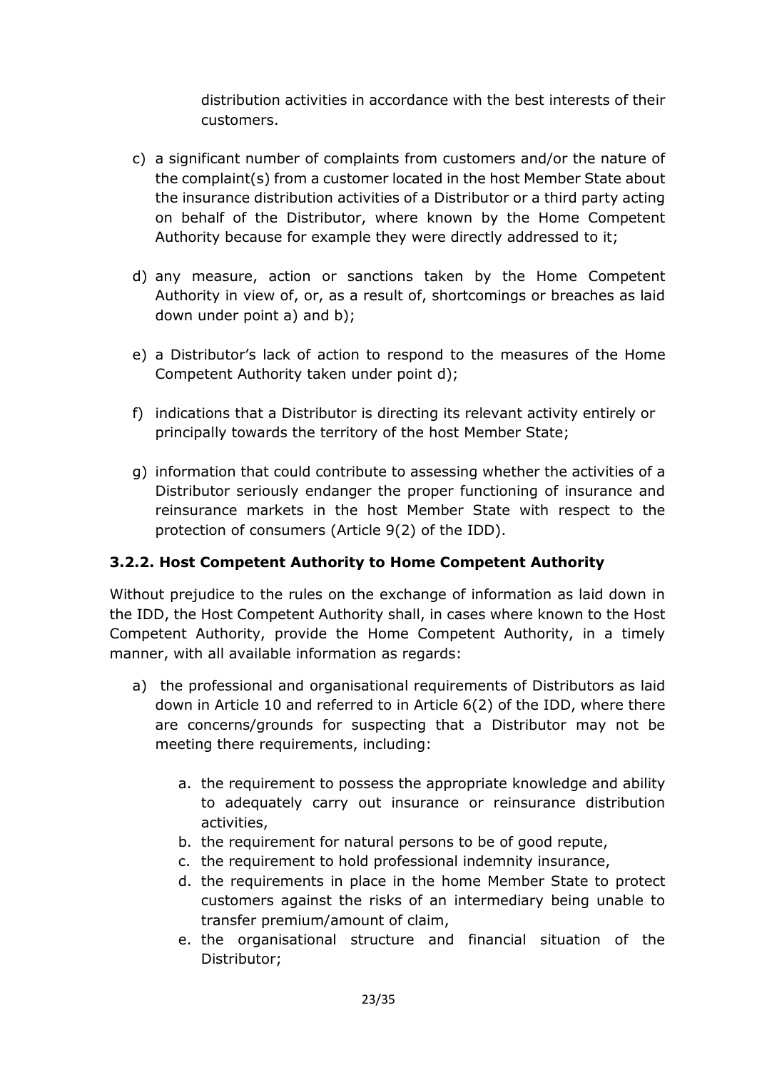distribution activities in accordance with the best interests of their customers.

c) a significant number of complaints from customers and/or the nature of the complaint(s) from a customer located in the host Member State about the insurance distribution activities of a Distributor or a third party acting on behalf of the Distributor, where known by the Home Competent Authority because for example they were directly addressed to it;

d) any measure, action or sanctions taken by the Home Competent Authority in view of, or, as a result of, shortcomings or breaches as laid down under point a) and b);

e) a Distributor's lack of action to respond to the measures of the Home Competent Authority taken under point d);

f) indications that a Distributor is directing its relevant activity entirely or principally towards the territory of the host Member State;

g) information that could contribute to assessing whether the activities of a Distributor seriously endanger the proper functioning of insurance and reinsurance markets in the host Member State with respect to the protection of consumers (Article 9(2) of the IDD).

### 3.2.2. Host Competent Authority to Home Competent Authority

Without prejudice to the rules on the exchange of information as laid down in the IDD, the Host Competent Authority shall, in cases where known to the Host Competent Authority, provide the Home Competent Authority, in a timely manner, with all available information as regards:

a) the professional and organisational requirements of Distributors as laid down in Article 10 and referred to in Article 6(2) of the IDD, where there are concerns/grounds for suspecting that a Distributor may not be meeting there requirements, including:

   a. the requirement to possess the appropriate knowledge and ability to adequately carry out insurance or reinsurance distribution activities,
   b. the requirement for natural persons to be of good repute,
   c. the requirement to hold professional indemnity insurance,
   d. the requirements in place in the home Member State to protect customers against the risks of an intermediary being unable to transfer premium/amount of claim,
   e. the organisational structure and financial situation of the Distributor;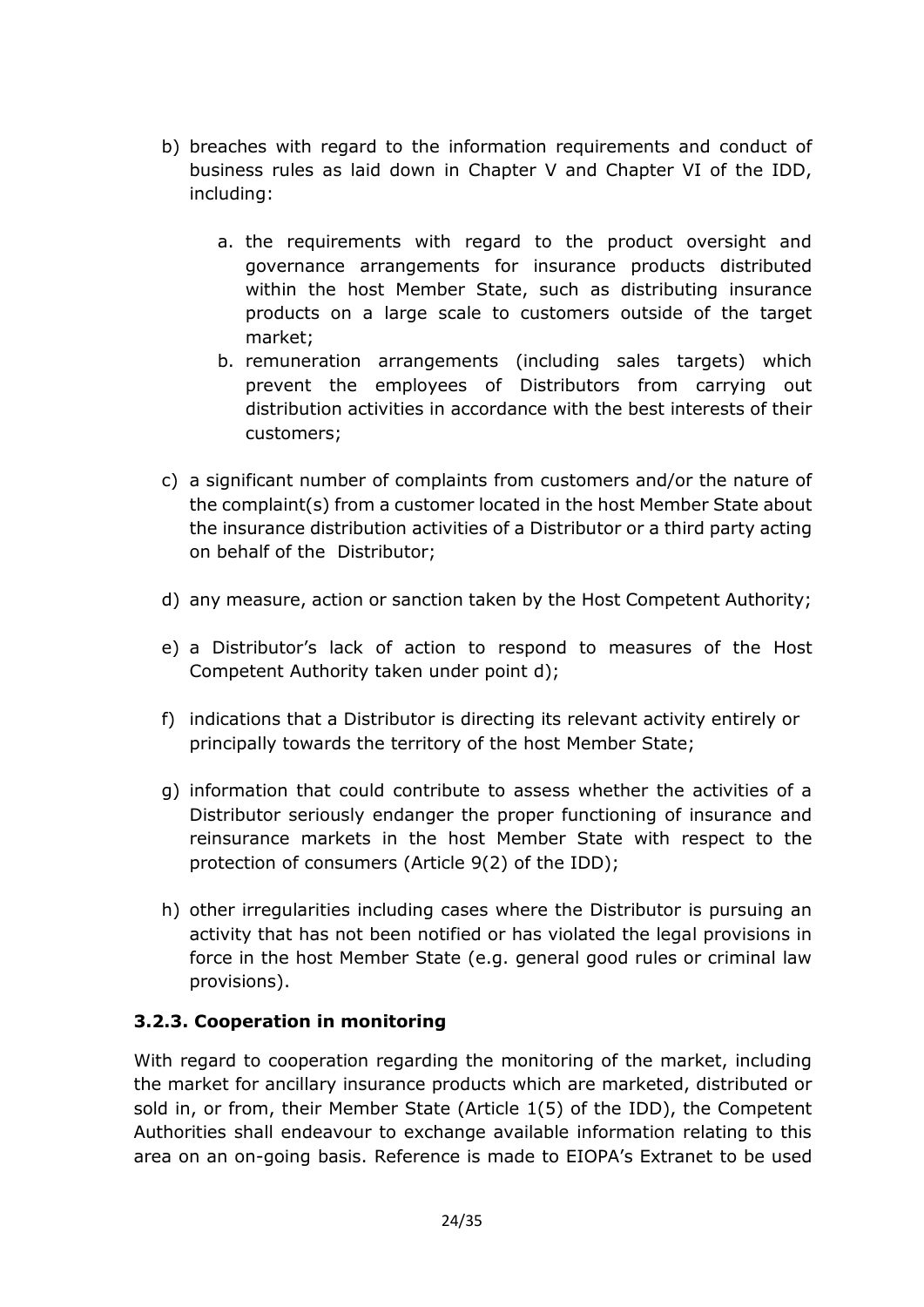b) breaches with regard to the information requirements and conduct of business rules as laid down in Chapter V and Chapter VI of the IDD, including:

    a. the requirements with regard to the product oversight and governance arrangements for insurance products distributed within the host Member State, such as distributing insurance products on a large scale to customers outside of the target market;
    b. remuneration arrangements (including sales targets) which prevent the employees of Distributors from carrying out distribution activities in accordance with the best interests of their customers;

c) a significant number of complaints from customers and/or the nature of the complaint(s) from a customer located in the host Member State about the insurance distribution activities of a Distributor or a third party acting on behalf of the Distributor;

d) any measure, action or sanction taken by the Host Competent Authority;

e) a Distributor's lack of action to respond to measures of the Host Competent Authority taken under point d);

f) indications that a Distributor is directing its relevant activity entirely or principally towards the territory of the host Member State;

g) information that could contribute to assess whether the activities of a Distributor seriously endanger the proper functioning of insurance and reinsurance markets in the host Member State with respect to the protection of consumers (Article 9(2) of the IDD);

h) other irregularities including cases where the Distributor is pursuing an activity that has not been notified or has violated the legal provisions in force in the host Member State (e.g. general good rules or criminal law provisions).

### 3.2.3. Cooperation in monitoring

With regard to cooperation regarding the monitoring of the market, including the market for ancillary insurance products which are marketed, distributed or sold in, or from, their Member State (Article 1(5) of the IDD), the Competent Authorities shall endeavour to exchange available information relating to this area on an on-going basis. Reference is made to EIOPA's Extranet to be used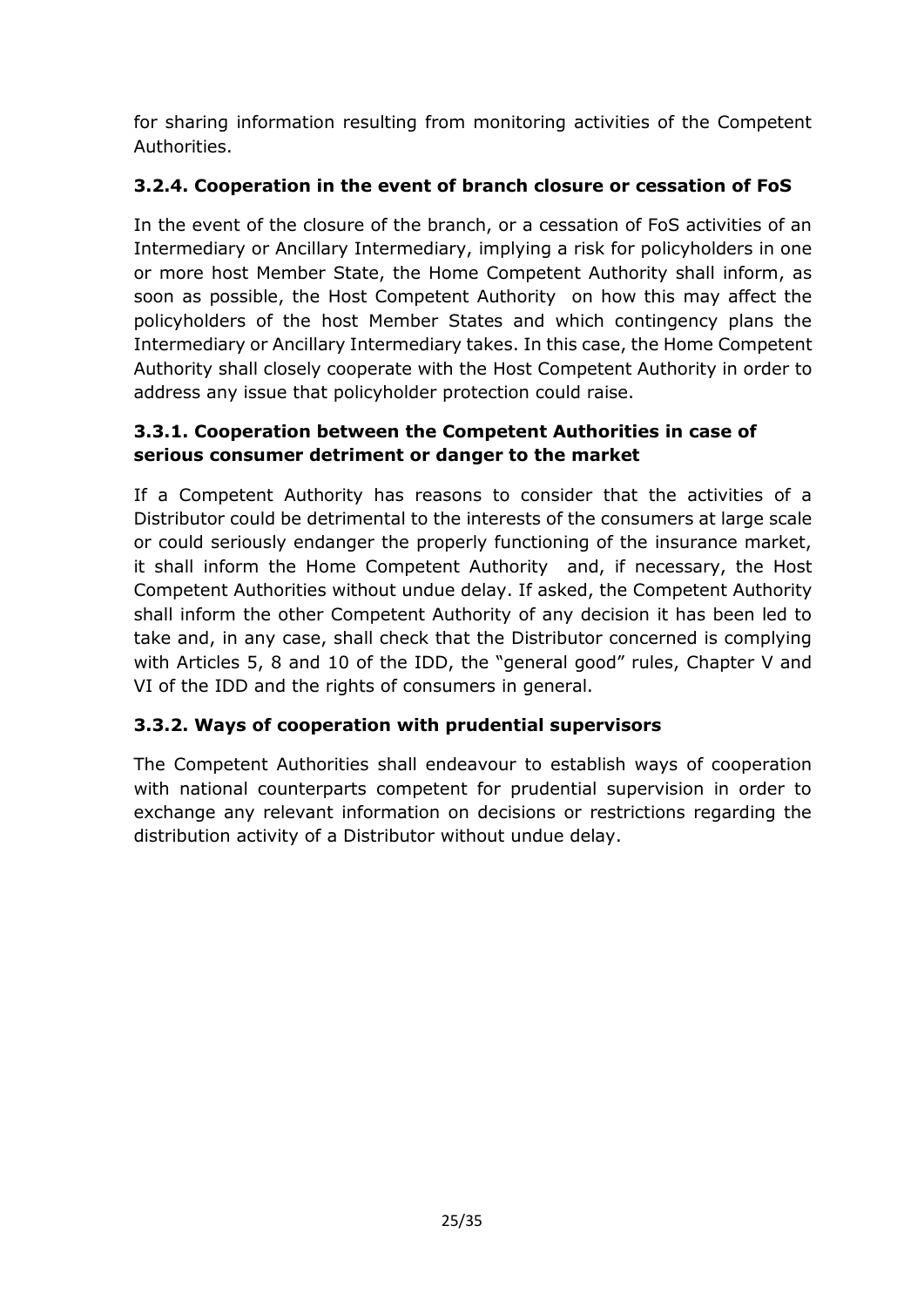for sharing information resulting from monitoring activities of the Competent Authorities.

### 3.2.4. Cooperation in the event of branch closure or cessation of FoS

In the event of the closure of the branch, or a cessation of FoS activities of an Intermediary or Ancillary Intermediary, implying a risk for policyholders in one or more host Member State, the Home Competent Authority shall inform, as soon as possible, the Host Competent Authority on how this may affect the policyholders of the host Member States and which contingency plans the Intermediary or Ancillary Intermediary takes. In this case, the Home Competent Authority shall closely cooperate with the Host Competent Authority in order to address any issue that policyholder protection could raise.

### 3.3.1. Cooperation between the Competent Authorities in case of serious consumer detriment or danger to the market

If a Competent Authority has reasons to consider that the activities of a Distributor could be detrimental to the interests of the consumers at large scale or could seriously endanger the properly functioning of the insurance market, it shall inform the Home Competent Authority and, if necessary, the Host Competent Authorities without undue delay. If asked, the Competent Authority shall inform the other Competent Authority of any decision it has been led to take and, in any case, shall check that the Distributor concerned is complying with Articles 5, 8 and 10 of the IDD, the "general good" rules, Chapter V and VI of the IDD and the rights of consumers in general.

### 3.3.2. Ways of cooperation with prudential supervisors

The Competent Authorities shall endeavour to establish ways of cooperation with national counterparts competent for prudential supervision in order to exchange any relevant information on decisions or restrictions regarding the distribution activity of a Distributor without undue delay.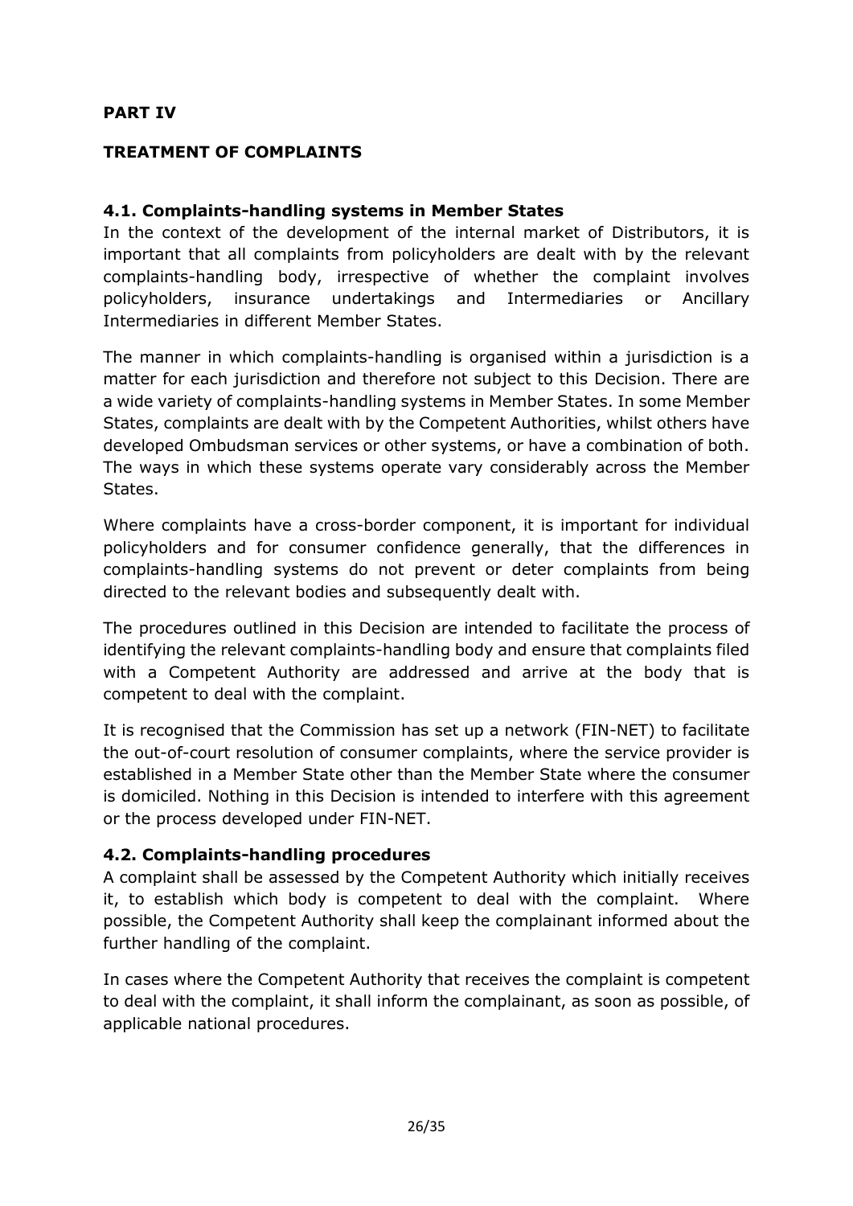# PART IV

# TREATMENT OF COMPLAINTS

### 4.1. Complaints-handling systems in Member States

In the context of the development of the internal market of Distributors, it is important that all complaints from policyholders are dealt with by the relevant complaints-handling body, irrespective of whether the complaint involves policyholders, insurance undertakings and Intermediaries or Ancillary Intermediaries in different Member States.

The manner in which complaints-handling is organised within a jurisdiction is a matter for each jurisdiction and therefore not subject to this Decision. There are a wide variety of complaints-handling systems in Member States. In some Member States, complaints are dealt with by the Competent Authorities, whilst others have developed Ombudsman services or other systems, or have a combination of both. The ways in which these systems operate vary considerably across the Member States.

Where complaints have a cross-border component, it is important for individual policyholders and for consumer confidence generally, that the differences in complaints-handling systems do not prevent or deter complaints from being directed to the relevant bodies and subsequently dealt with.

The procedures outlined in this Decision are intended to facilitate the process of identifying the relevant complaints-handling body and ensure that complaints filed with a Competent Authority are addressed and arrive at the body that is competent to deal with the complaint.

It is recognised that the Commission has set up a network (FIN-NET) to facilitate the out-of-court resolution of consumer complaints, where the service provider is established in a Member State other than the Member State where the consumer is domiciled. Nothing in this Decision is intended to interfere with this agreement or the process developed under FIN-NET.

### 4.2. Complaints-handling procedures

A complaint shall be assessed by the Competent Authority which initially receives it, to establish which body is competent to deal with the complaint. Where possible, the Competent Authority shall keep the complainant informed about the further handling of the complaint.

In cases where the Competent Authority that receives the complaint is competent to deal with the complaint, it shall inform the complainant, as soon as possible, of applicable national procedures.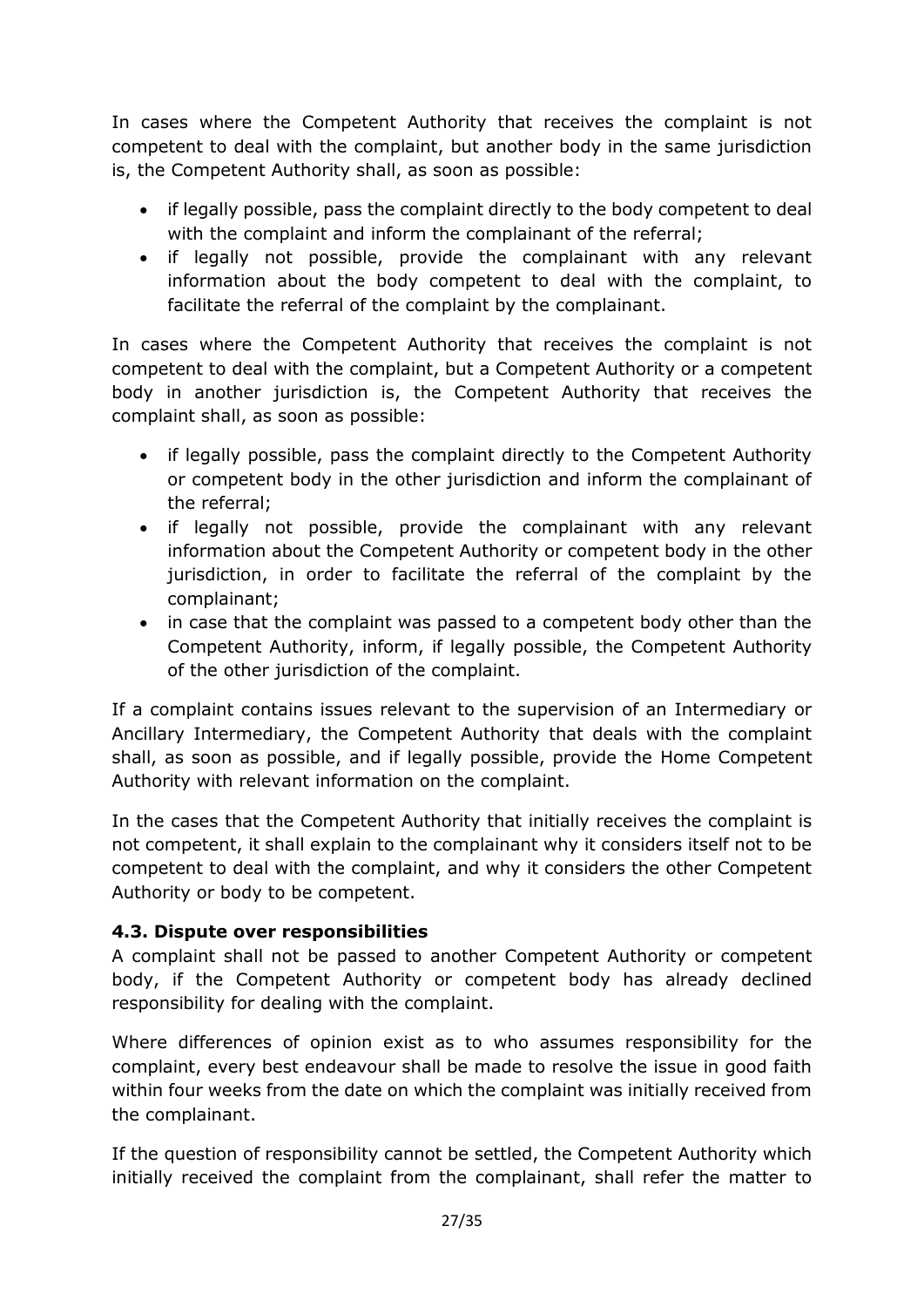In cases where the Competent Authority that receives the complaint is not competent to deal with the complaint, but another body in the same jurisdiction is, the Competent Authority shall, as soon as possible:

- if legally possible, pass the complaint directly to the body competent to deal with the complaint and inform the complainant of the referral;
- if legally not possible, provide the complainant with any relevant information about the body competent to deal with the complaint, to facilitate the referral of the complaint by the complainant.

In cases where the Competent Authority that receives the complaint is not competent to deal with the complaint, but a Competent Authority or a competent body in another jurisdiction is, the Competent Authority that receives the complaint shall, as soon as possible:

- if legally possible, pass the complaint directly to the Competent Authority or competent body in the other jurisdiction and inform the complainant of the referral;
- if legally not possible, provide the complainant with any relevant information about the Competent Authority or competent body in the other jurisdiction, in order to facilitate the referral of the complaint by the complainant;
- in case that the complaint was passed to a competent body other than the Competent Authority, inform, if legally possible, the Competent Authority of the other jurisdiction of the complaint.

If a complaint contains issues relevant to the supervision of an Intermediary or Ancillary Intermediary, the Competent Authority that deals with the complaint shall, as soon as possible, and if legally possible, provide the Home Competent Authority with relevant information on the complaint.

In the cases that the Competent Authority that initially receives the complaint is not competent, it shall explain to the complainant why it considers itself not to be competent to deal with the complaint, and why it considers the other Competent Authority or body to be competent.

### 4.3. Dispute over responsibilities

A complaint shall not be passed to another Competent Authority or competent body, if the Competent Authority or competent body has already declined responsibility for dealing with the complaint.

Where differences of opinion exist as to who assumes responsibility for the complaint, every best endeavour shall be made to resolve the issue in good faith within four weeks from the date on which the complaint was initially received from the complainant.

If the question of responsibility cannot be settled, the Competent Authority which initially received the complaint from the complainant, shall refer the matter to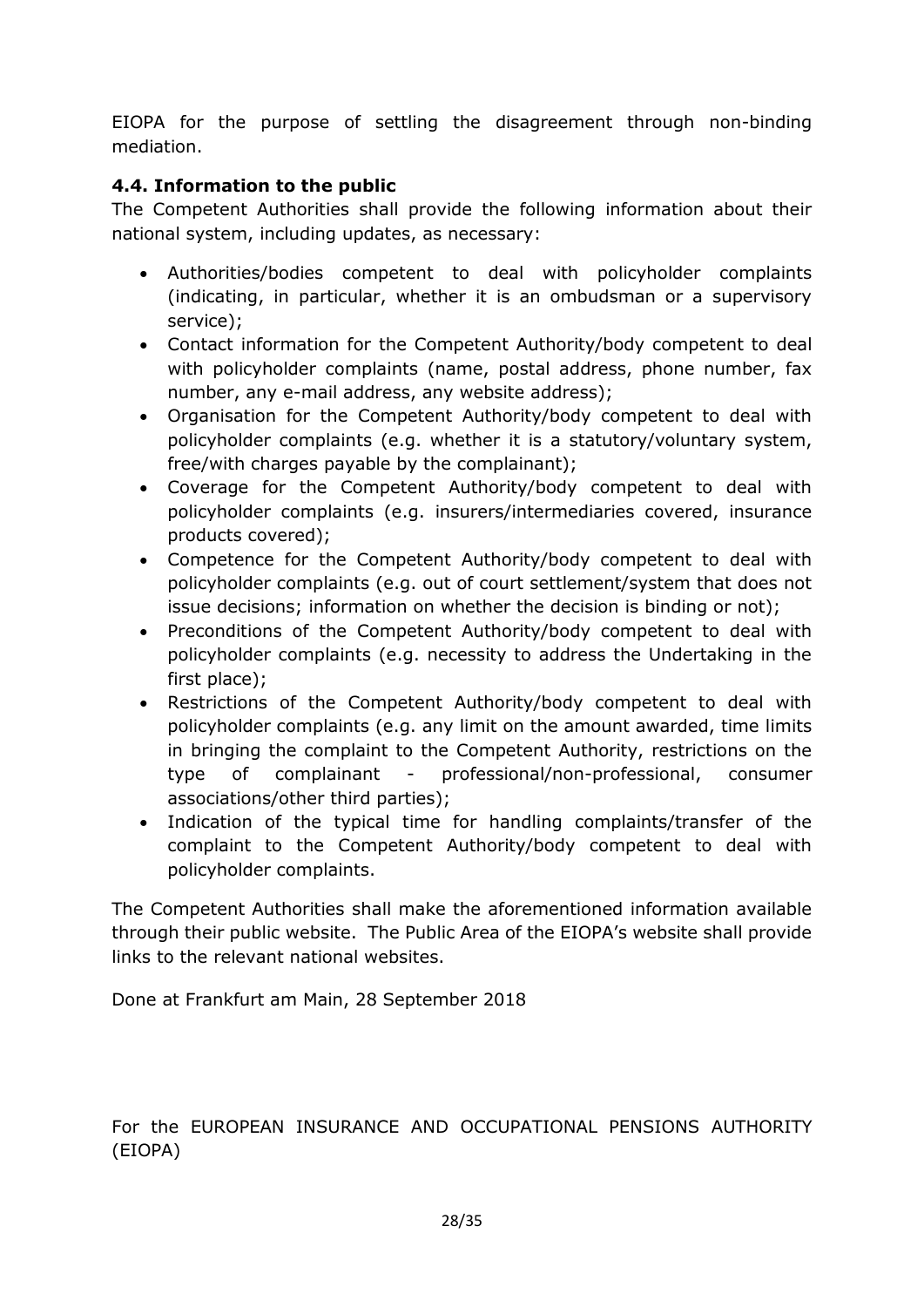EIOPA for the purpose of settling the disagreement through non-binding mediation.

### 4.4. Information to the public

The Competent Authorities shall provide the following information about their national system, including updates, as necessary:

- Authorities/bodies competent to deal with policyholder complaints (indicating, in particular, whether it is an ombudsman or a supervisory service);
- Contact information for the Competent Authority/body competent to deal with policyholder complaints (name, postal address, phone number, fax number, any e-mail address, any website address);
- Organisation for the Competent Authority/body competent to deal with policyholder complaints (e.g. whether it is a statutory/voluntary system, free/with charges payable by the complainant);
- Coverage for the Competent Authority/body competent to deal with policyholder complaints (e.g. insurers/intermediaries covered, insurance products covered);
- Competence for the Competent Authority/body competent to deal with policyholder complaints (e.g. out of court settlement/system that does not issue decisions; information on whether the decision is binding or not);
- Preconditions of the Competent Authority/body competent to deal with policyholder complaints (e.g. necessity to address the Undertaking in the first place);
- Restrictions of the Competent Authority/body competent to deal with policyholder complaints (e.g. any limit on the amount awarded, time limits in bringing the complaint to the Competent Authority, restrictions on the type of complainant - professional/non-professional, consumer associations/other third parties);
- Indication of the typical time for handling complaints/transfer of the complaint to the Competent Authority/body competent to deal with policyholder complaints.

The Competent Authorities shall make the aforementioned information available through their public website. The Public Area of the EIOPA's website shall provide links to the relevant national websites.

Done at Frankfurt am Main, 28 September 2018

For the EUROPEAN INSURANCE AND OCCUPATIONAL PENSIONS AUTHORITY (EIOPA)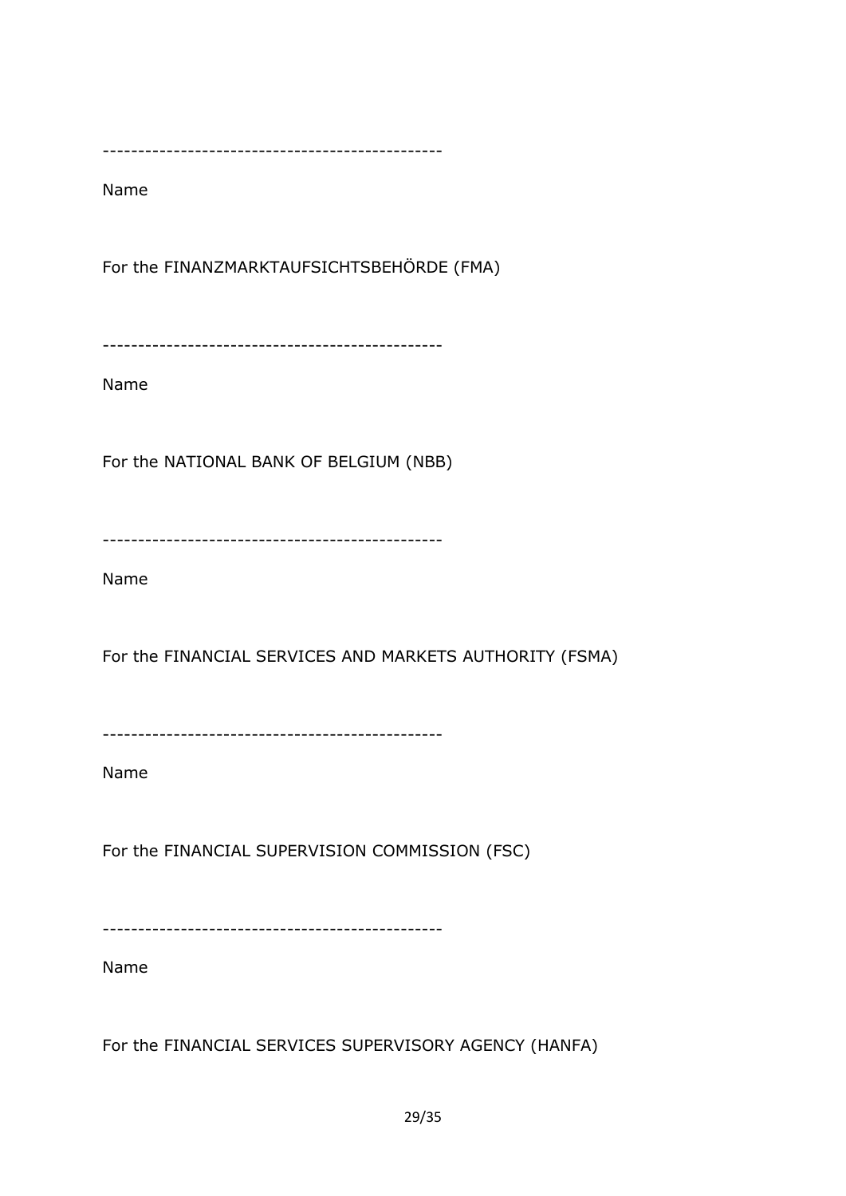-----------------------------------------------

Name

For the FINANZMARKTAUFSICHTSBEHÖRDE (FMA)

-----------------------------------------------

Name

For the NATIONAL BANK OF BELGIUM (NBB)

-----------------------------------------------

Name

For the FINANCIAL SERVICES AND MARKETS AUTHORITY (FSMA)

-----------------------------------------------

Name

For the FINANCIAL SUPERVISION COMMISSION (FSC)

-----------------------------------------------

Name

For the FINANCIAL SERVICES SUPERVISORY AGENCY (HANFA)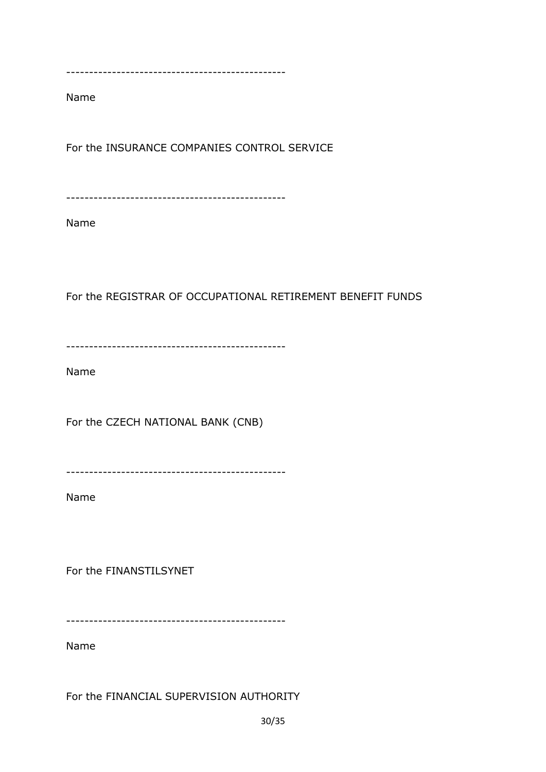-----------------------------------------------

Name

For the INSURANCE COMPANIES CONTROL SERVICE

-----------------------------------------------

Name

For the REGISTRAR OF OCCUPATIONAL RETIREMENT BENEFIT FUNDS

-----------------------------------------------

Name

For the CZECH NATIONAL BANK (CNB)

-----------------------------------------------

Name

For the FINANSTILSYNET

-----------------------------------------------

Name

For the FINANCIAL SUPERVISION AUTHORITY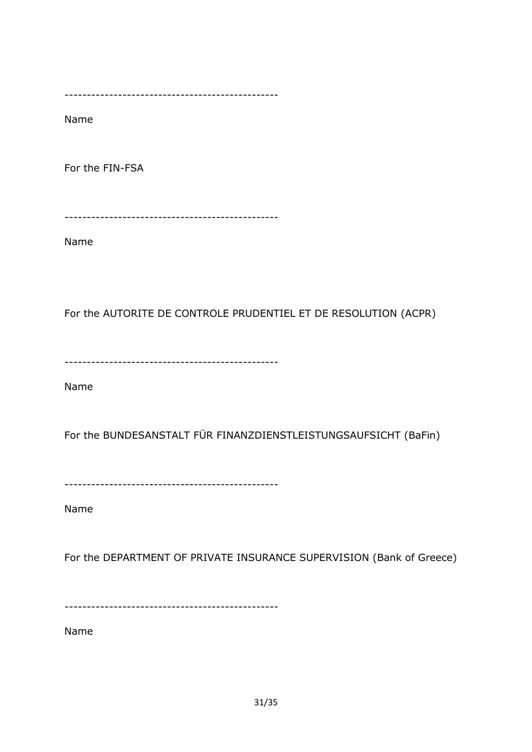-----------------------------------------------

Name

For the FIN-FSA

-----------------------------------------------

Name

For the AUTORITE DE CONTROLE PRUDENTIEL ET DE RESOLUTION (ACPR)

-----------------------------------------------

Name

For the BUNDESANSTALT FÜR FINANZDIENSTLEISTUNGSAUFSICHT (BaFin)

-----------------------------------------------

Name

For the DEPARTMENT OF PRIVATE INSURANCE SUPERVISION (Bank of Greece)

-----------------------------------------------

Name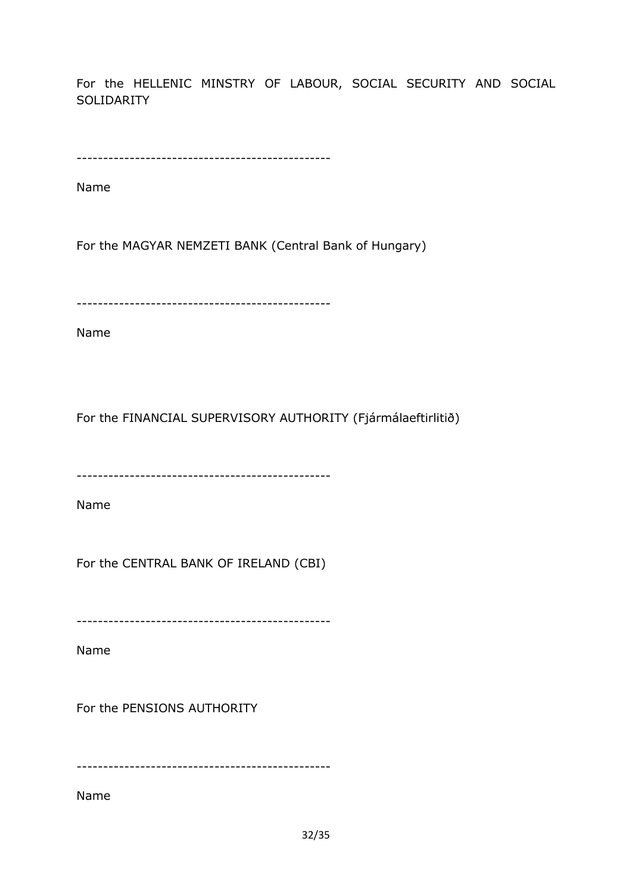For the HELLENIC MINSTRY OF LABOUR, SOCIAL SECURITY AND SOCIAL SOLIDARITY

-----------------------------------------------

Name

For the MAGYAR NEMZETI BANK (Central Bank of Hungary)

-----------------------------------------------

Name

For the FINANCIAL SUPERVISORY AUTHORITY (Fjármálaeftirlitið)

-----------------------------------------------

Name

For the CENTRAL BANK OF IRELAND (CBI)

-----------------------------------------------

Name

For the PENSIONS AUTHORITY

-----------------------------------------------

Name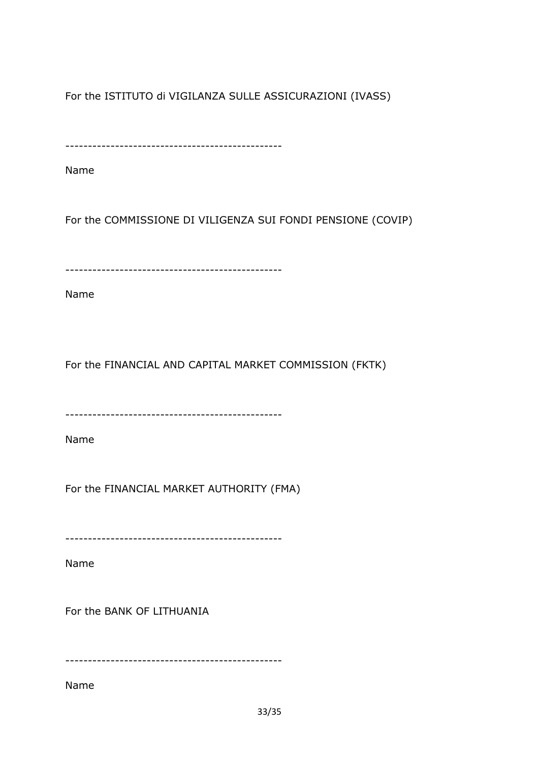For the ISTITUTO di VIGILANZA SULLE ASSICURAZIONI (IVASS)

------------------------------------------------

Name

For the COMMISSIONE DI VILIGENZA SUI FONDI PENSIONE (COVIP)

------------------------------------------------

Name

For the FINANCIAL AND CAPITAL MARKET COMMISSION (FKTK)

------------------------------------------------

Name

For the FINANCIAL MARKET AUTHORITY (FMA)

------------------------------------------------

Name

For the BANK OF LITHUANIA

------------------------------------------------

Name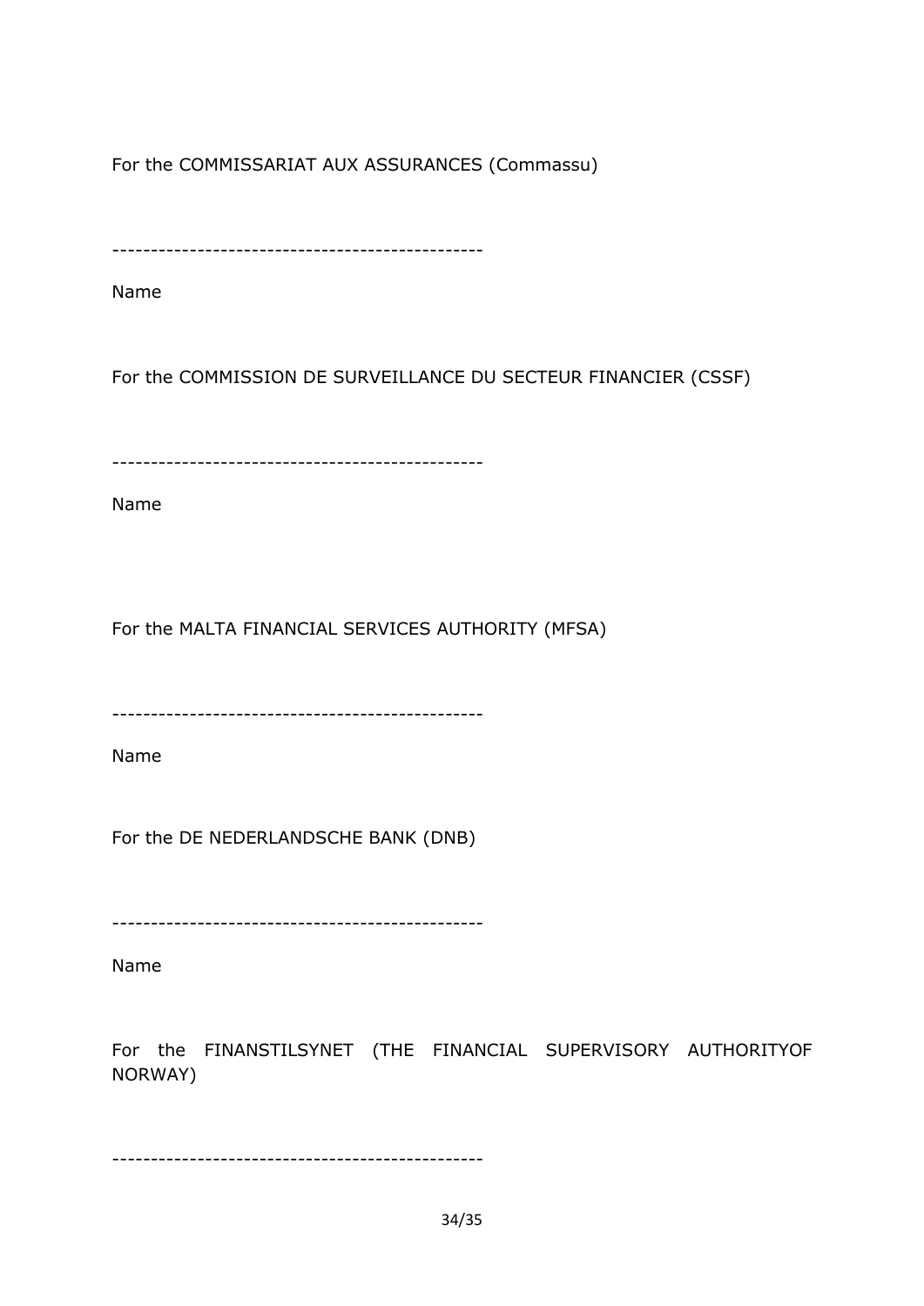For the COMMISSARIAT AUX ASSURANCES (Commassu)

-----------------------------------------------

Name

For the COMMISSION DE SURVEILLANCE DU SECTEUR FINANCIER (CSSF)

-----------------------------------------------

Name

For the MALTA FINANCIAL SERVICES AUTHORITY (MFSA)

-----------------------------------------------

Name

For the DE NEDERLANDSCHE BANK (DNB)

-----------------------------------------------

Name

For the FINANSTILSYNET (THE FINANCIAL SUPERVISORY AUTHORITYOF NORWAY)

-----------------------------------------------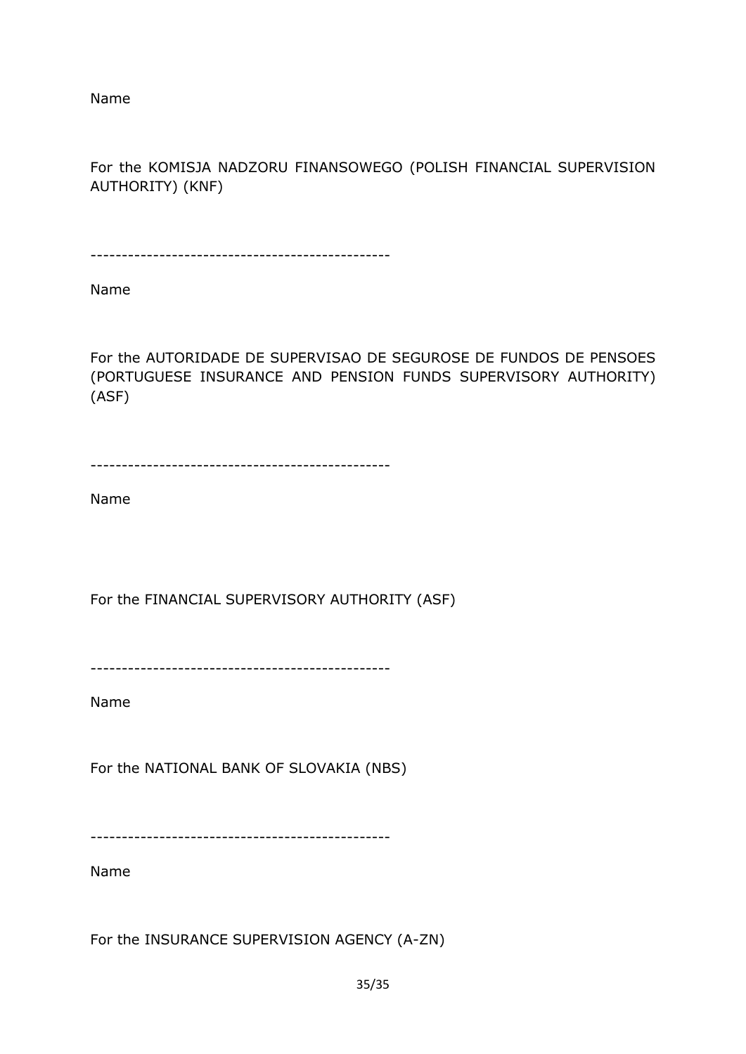Name

For the KOMISJA NADZORU FINANSOWEGO (POLISH FINANCIAL SUPERVISION AUTHORITY) (KNF)

-----------------------------------------------

Name

For the AUTORIDADE DE SUPERVISAO DE SEGUROSE DE FUNDOS DE PENSOES (PORTUGUESE INSURANCE AND PENSION FUNDS SUPERVISORY AUTHORITY) (ASF)

-----------------------------------------------

Name

For the FINANCIAL SUPERVISORY AUTHORITY (ASF)

-----------------------------------------------

Name

For the NATIONAL BANK OF SLOVAKIA (NBS)

-----------------------------------------------

Name

For the INSURANCE SUPERVISION AGENCY (A-ZN)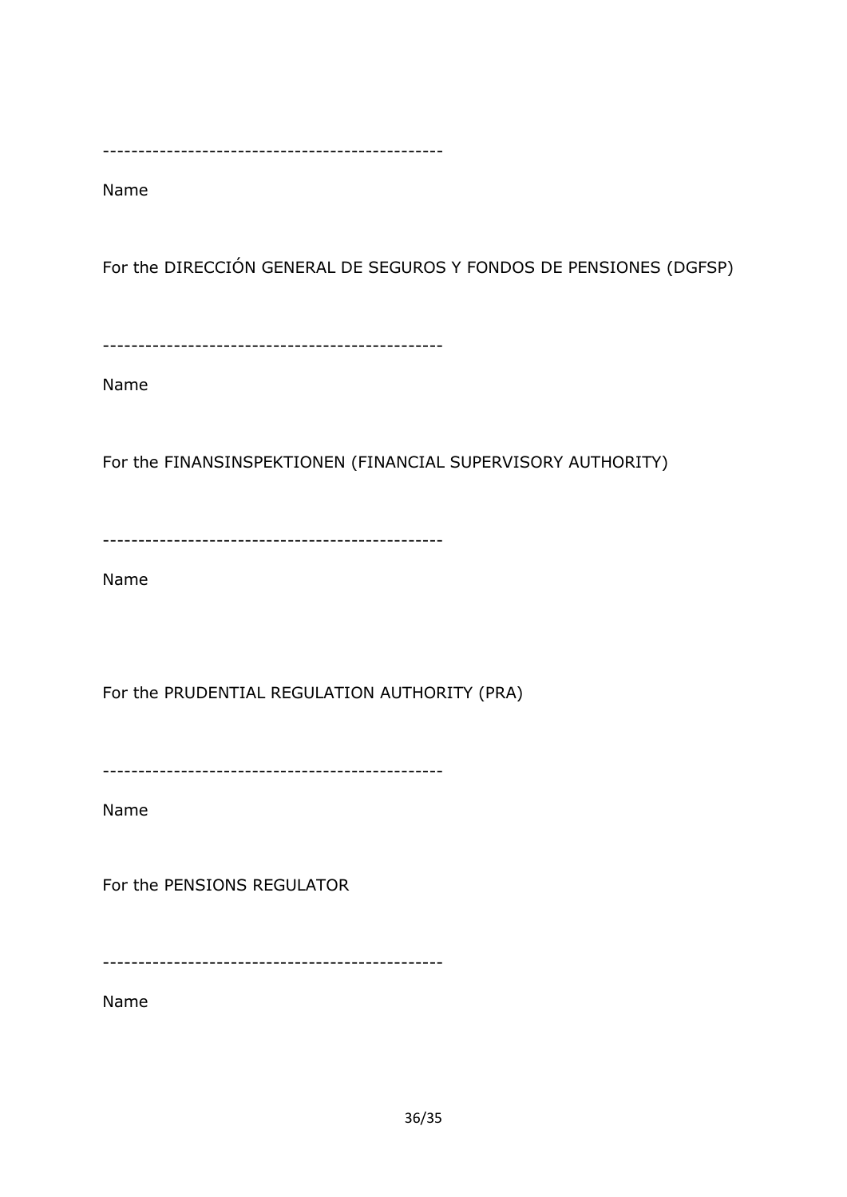-----------------------------------------------

Name

For the DIRECCIÓN GENERAL DE SEGUROS Y FONDOS DE PENSIONES (DGFSP)

-----------------------------------------------

Name

For the FINANSINSPEKTIONEN (FINANCIAL SUPERVISORY AUTHORITY)

-----------------------------------------------

Name

For the PRUDENTIAL REGULATION AUTHORITY (PRA)

-----------------------------------------------

Name

For the PENSIONS REGULATOR

-----------------------------------------------

Name